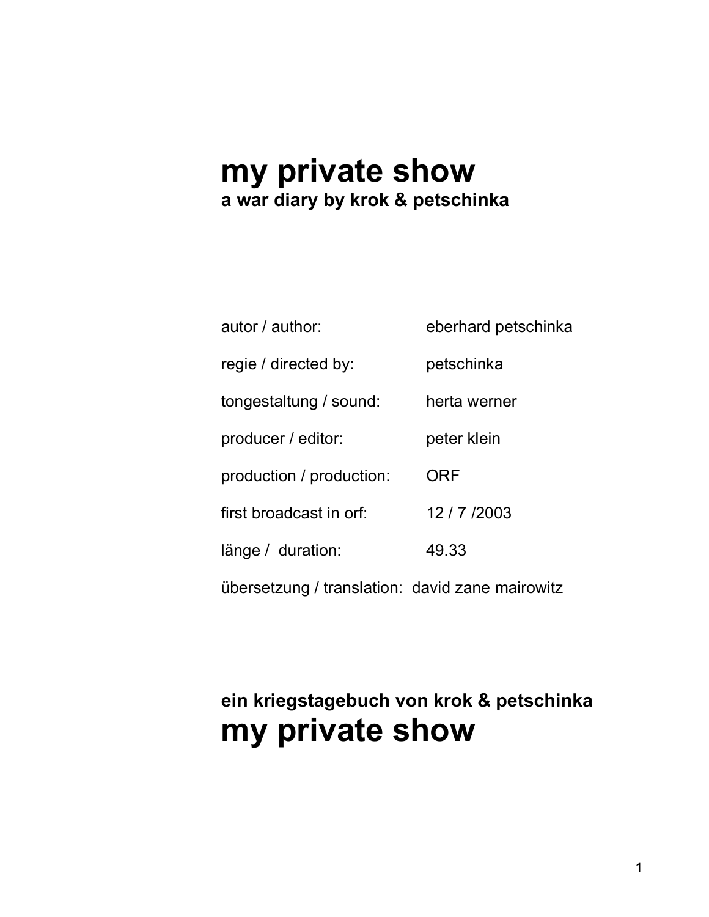# my private show

**a war diary by krok & petschinka**

| | |
|---|---|
| autor / author: | eberhard petschinka |
| regie / directed by: | petschinka |
| tongestaltung / sound: | herta werner |
| producer / editor: | peter klein |
| production / production: | ORF |
| first broadcast in orf: | 12 / 7 /2003 |
| länge / duration: | 49.33 |
| übersetzung / translation: | david zane mairowitz |

**ein kriegstagebuch von krok & petschinka**

# my private show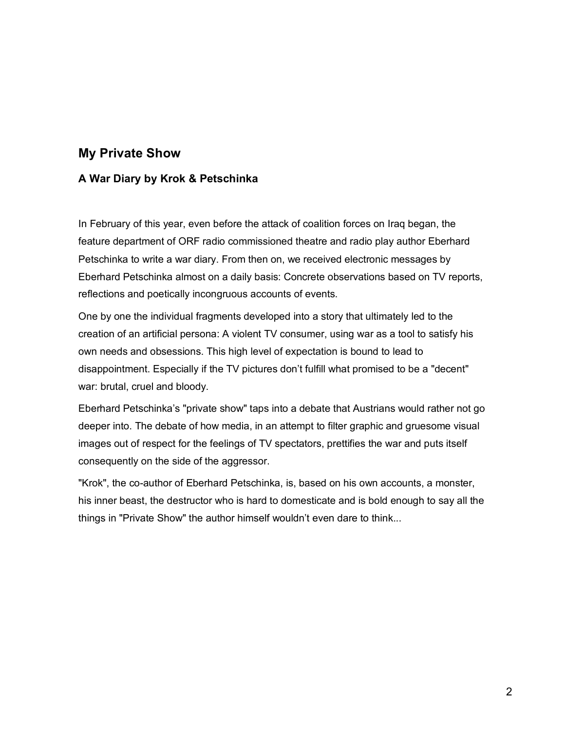## My Private Show

### A War Diary by Krok & Petschinka

In February of this year, even before the attack of coalition forces on Iraq began, the feature department of ORF radio commissioned theatre and radio play author Eberhard Petschinka to write a war diary. From then on, we received electronic messages by Eberhard Petschinka almost on a daily basis: Concrete observations based on TV reports, reflections and poetically incongruous accounts of events.

One by one the individual fragments developed into a story that ultimately led to the creation of an artificial persona: A violent TV consumer, using war as a tool to satisfy his own needs and obsessions. This high level of expectation is bound to lead to disappointment. Especially if the TV pictures don't fulfill what promised to be a "decent" war: brutal, cruel and bloody.

Eberhard Petschinka's "private show" taps into a debate that Austrians would rather not go deeper into. The debate of how media, in an attempt to filter graphic and gruesome visual images out of respect for the feelings of TV spectators, prettifies the war and puts itself consequently on the side of the aggressor.

"Krok", the co-author of Eberhard Petschinka, is, based on his own accounts, a monster, his inner beast, the destructor who is hard to domesticate and is bold enough to say all the things in "Private Show" the author himself wouldn't even dare to think...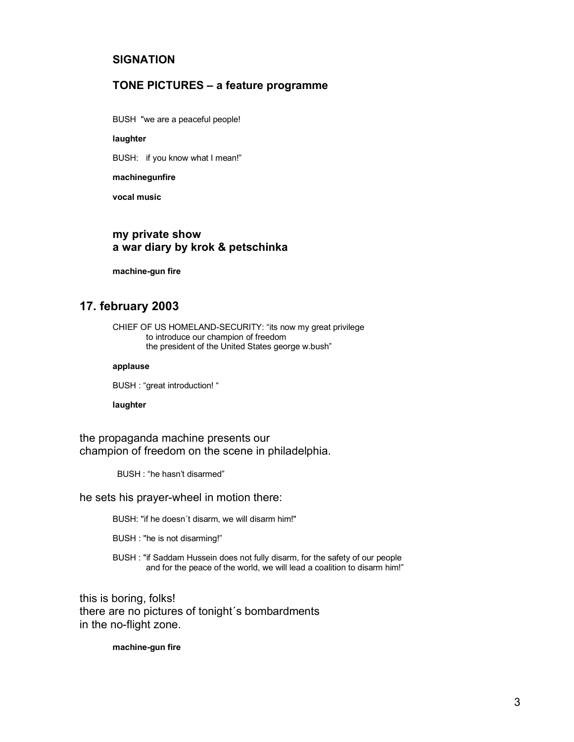**SIGNATION**

**TONE PICTURES – a feature programme**

BUSH "we are a peaceful people!

**laughter**

BUSH: if you know what I mean!"

**machinegunfire**

**vocal music**

**my private show**
**a war diary by krok & petschinka**

**machine-gun fire**

## 17. february 2003

CHIEF OF US HOMELAND-SECURITY: "its now my great privilege to introduce our champion of freedom the president of the United States george w.bush"

**applause**

BUSH : "great introduction! "

**laughter**

the propaganda machine presents our
champion of freedom on the scene in philadelphia.

BUSH : "he hasn't disarmed"

he sets his prayer-wheel in motion there:

BUSH: "if he doesn´t disarm, we will disarm him!"

BUSH : "he is not disarming!"

BUSH : "if Saddam Hussein does not fully disarm, for the safety of our people and for the peace of the world, we will lead a coalition to disarm him!"

this is boring, folks!
there are no pictures of tonight´s bombardments
in the no-flight zone.

**machine-gun fire**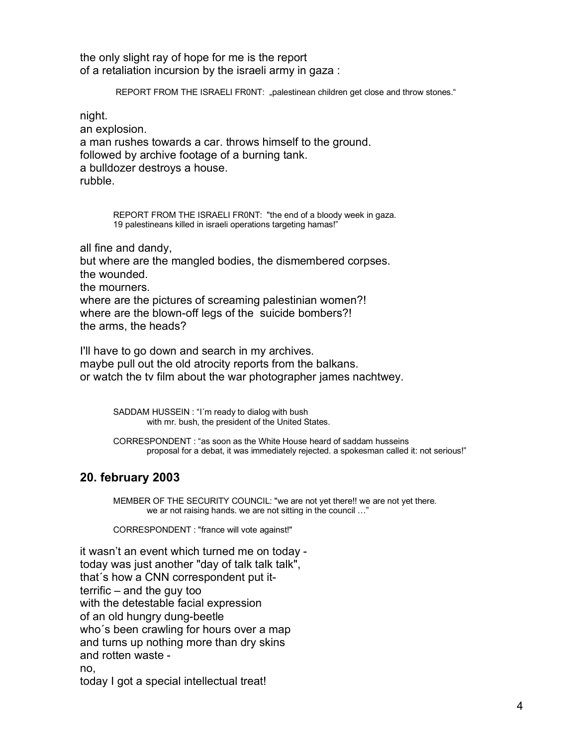the only slight ray of hope for me is the report
of a retaliation incursion by the israeli army in gaza :

> REPORT FROM THE ISRAELI FR0NT: „palestinean children get close and throw stones.“

night.
an explosion.
a man rushes towards a car. throws himself to the ground.
followed by archive footage of a burning tank.
a bulldozer destroys a house.
rubble.

> REPORT FROM THE ISRAELI FR0NT: "the end of a bloody week in gaza.
> 19 palestineans killed in israeli operations targeting hamas!"

all fine and dandy,
but where are the mangled bodies, the dismembered corpses.
the wounded.
the mourners.
where are the pictures of screaming palestinian women?!
where are the blown-off legs of the suicide bombers?!
the arms, the heads?

I'll have to go down and search in my archives.
maybe pull out the old atrocity reports from the balkans.
or watch the tv film about the war photographer james nachtwey.

> SADDAM HUSSEIN : "I´m ready to dialog with bush
> with mr. bush, the president of the United States.
>
> CORRESPONDENT : "as soon as the White House heard of saddam husseins
> proposal for a debat, it was immediately rejected. a spokesman called it: not serious!"

## 20. february 2003

> MEMBER OF THE SECURITY COUNCIL: "we are not yet there!! we are not yet there.
> we ar not raising hands. we are not sitting in the council …"
>
> CORRESPONDENT : "france will vote against!"

it wasn't an event which turned me on today -
today was just another "day of talk talk talk",
that´s how a CNN correspondent put it-
terrific – and the guy too
with the detestable facial expression
of an old hungry dung-beetle
who´s been crawling for hours over a map
and turns up nothing more than dry skins
and rotten waste -
no,
today I got a special intellectual treat!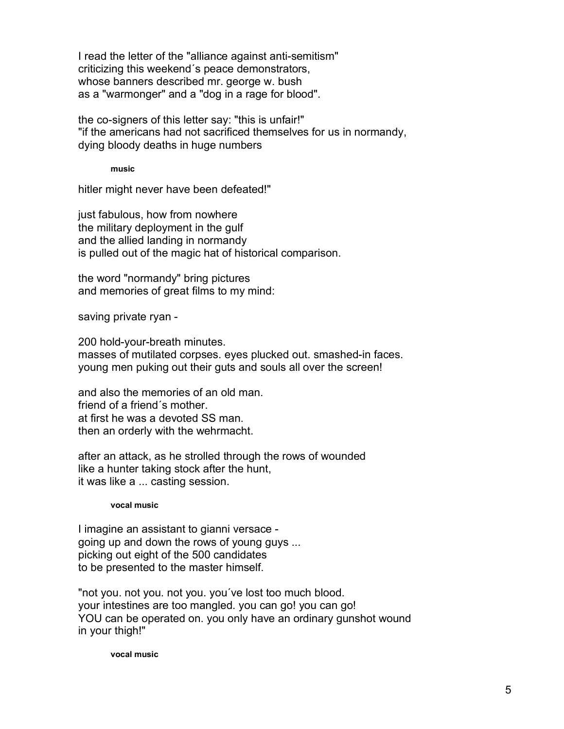I read the letter of the "alliance against anti-semitism"
criticizing this weekend´s peace demonstrators,
whose banners described mr. george w. bush
as a "warmonger" and a "dog in a rage for blood".

the co-signers of this letter say: "this is unfair!"
"if the americans had not sacrificed themselves for us in normandy,
dying bloody deaths in huge numbers

**music**

hitler might never have been defeated!"

just fabulous, how from nowhere
the military deployment in the gulf
and the allied landing in normandy
is pulled out of the magic hat of historical comparison.

the word "normandy" bring pictures
and memories of great films to my mind:

saving private ryan -

200 hold-your-breath minutes.
masses of mutilated corpses. eyes plucked out. smashed-in faces.
young men puking out their guts and souls all over the screen!

and also the memories of an old man.
friend of a friend´s mother.
at first he was a devoted SS man.
then an orderly with the wehrmacht.

after an attack, as he strolled through the rows of wounded
like a hunter taking stock after the hunt,
it was like a ... casting session.

**vocal music**

I imagine an assistant to gianni versace -
going up and down the rows of young guys ...
picking out eight of the 500 candidates
to be presented to the master himself.

"not you. not you. not you. you´ve lost too much blood.
your intestines are too mangled. you can go! you can go!
YOU can be operated on. you only have an ordinary gunshot wound
in your thigh!"

**vocal music**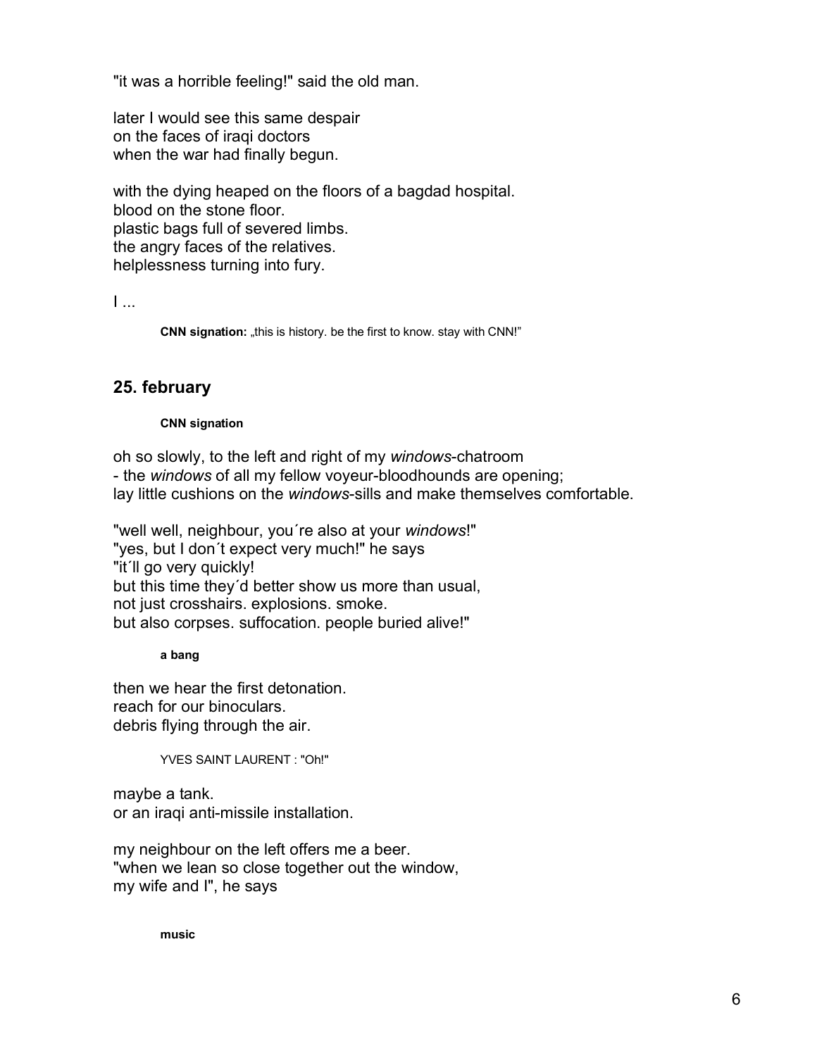"it was a horrible feeling!" said the old man.

later I would see this same despair
on the faces of iraqi doctors
when the war had finally begun.

with the dying heaped on the floors of a bagdad hospital.
blood on the stone floor.
plastic bags full of severed limbs.
the angry faces of the relatives.
helplessness turning into fury.

I ...

> **CNN signation:** „this is history. be the first to know. stay with CNN!"

## 25. february

> **CNN signation**

oh so slowly, to the left and right of my *windows*-chatroom
- the *windows* of all my fellow voyeur-bloodhounds are opening;
lay little cushions on the *windows*-sills and make themselves comfortable.

"well well, neighbour, you´re also at your *windows*!"
"yes, but I don´t expect very much!" he says
"it´ll go very quickly!
but this time they´d better show us more than usual,
not just crosshairs. explosions. smoke.
but also corpses. suffocation. people buried alive!"

> **a bang**

then we hear the first detonation.
reach for our binoculars.
debris flying through the air.

> YVES SAINT LAURENT : "Oh!"

maybe a tank.
or an iraqi anti-missile installation.

my neighbour on the left offers me a beer.
"when we lean so close together out the window,
my wife and I", he says

> **music**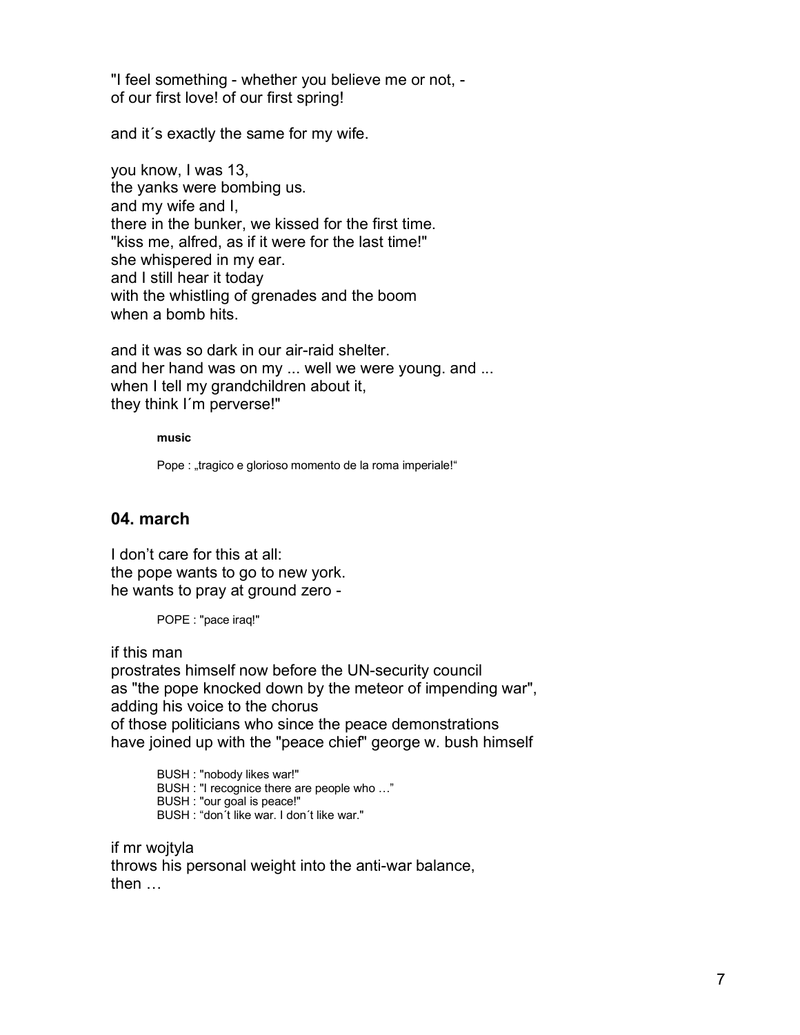"I feel something - whether you believe me or not, -
of our first love! of our first spring!

and it´s exactly the same for my wife.

you know, I was 13,
the yanks were bombing us.
and my wife and I,
there in the bunker, we kissed for the first time.
"kiss me, alfred, as if it were for the last time!"
she whispered in my ear.
and I still hear it today
with the whistling of grenades and the boom
when a bomb hits.

and it was so dark in our air-raid shelter.
and her hand was on my ... well we were young. and ...
when I tell my grandchildren about it,
they think I´m perverse!"

> **music**
>
> Pope : „tragico e glorioso momento de la roma imperiale!“

## 04. march

I don’t care for this at all:
the pope wants to go to new york.
he wants to pray at ground zero -

> POPE : "pace iraq!"

if this man
prostrates himself now before the UN-security council
as "the pope knocked down by the meteor of impending war",
adding his voice to the chorus
of those politicians who since the peace demonstrations
have joined up with the "peace chief" george w. bush himself

> BUSH : "nobody likes war!"
> BUSH : "I recognice there are people who …”
> BUSH : "our goal is peace!"
> BUSH : “don´t like war. I don´t like war."

if mr wojtyla
throws his personal weight into the anti-war balance,
then …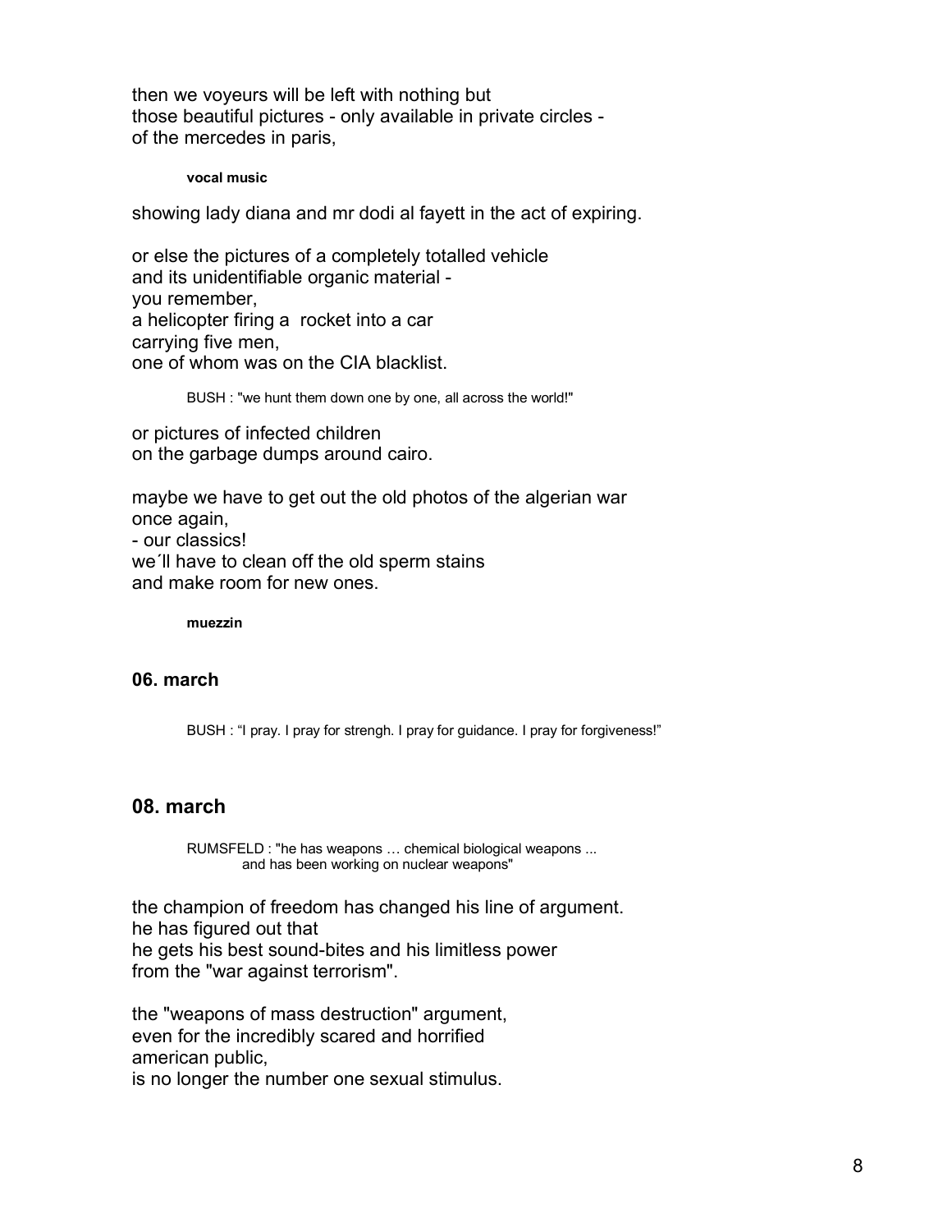then we voyeurs will be left with nothing but
those beautiful pictures - only available in private circles -
of the mercedes in paris,

**vocal music**

showing lady diana and mr dodi al fayett in the act of expiring.

or else the pictures of a completely totalled vehicle
and its unidentifiable organic material -
you remember,
a helicopter firing a rocket into a car
carrying five men,
one of whom was on the CIA blacklist.

BUSH : "we hunt them down one by one, all across the world!"

or pictures of infected children
on the garbage dumps around cairo.

maybe we have to get out the old photos of the algerian war
once again,
- our classics!
we´ll have to clean off the old sperm stains
and make room for new ones.

**muezzin**

## 06. march

BUSH : "I pray. I pray for strengh. I pray for guidance. I pray for forgiveness!"

## 08. march

RUMSFELD : "he has weapons … chemical biological weapons ...
and has been working on nuclear weapons"

the champion of freedom has changed his line of argument.
he has figured out that
he gets his best sound-bites and his limitless power
from the "war against terrorism".

the "weapons of mass destruction" argument,
even for the incredibly scared and horrified
american public,
is no longer the number one sexual stimulus.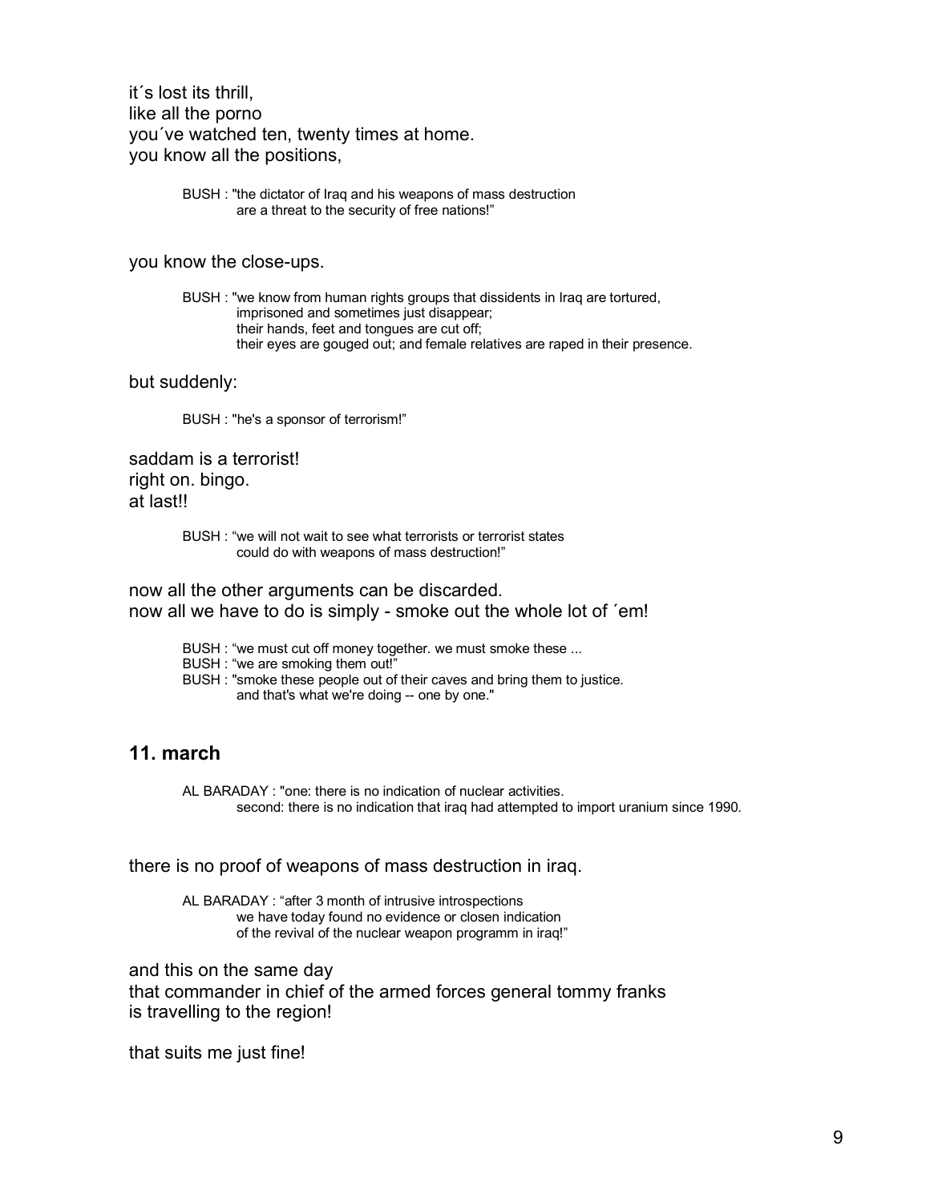it´s lost its thrill,
like all the porno
you´ve watched ten, twenty times at home.
you know all the positions,

> BUSH : "the dictator of Iraq and his weapons of mass destruction
> are a threat to the security of free nations!"

you know the close-ups.

> BUSH : "we know from human rights groups that dissidents in Iraq are tortured,
> imprisoned and sometimes just disappear;
> their hands, feet and tongues are cut off;
> their eyes are gouged out; and female relatives are raped in their presence.

but suddenly:

> BUSH : "he's a sponsor of terrorism!"

saddam is a terrorist!
right on. bingo.
at last!!

> BUSH : "we will not wait to see what terrorists or terrorist states
> could do with weapons of mass destruction!"

now all the other arguments can be discarded.
now all we have to do is simply - smoke out the whole lot of ´em!

> BUSH : "we must cut off money together. we must smoke these ...
> BUSH : "we are smoking them out!"
> BUSH : "smoke these people out of their caves and bring them to justice.
> and that's what we're doing -- one by one."

## 11. march

> AL BARADAY : "one: there is no indication of nuclear activities.
> second: there is no indication that iraq had attempted to import uranium since 1990.

there is no proof of weapons of mass destruction in iraq.

> AL BARADAY : "after 3 month of intrusive introspections
> we have today found no evidence or closen indication
> of the revival of the nuclear weapon programm in iraq!"

and this on the same day
that commander in chief of the armed forces general tommy franks
is travelling to the region!

that suits me just fine!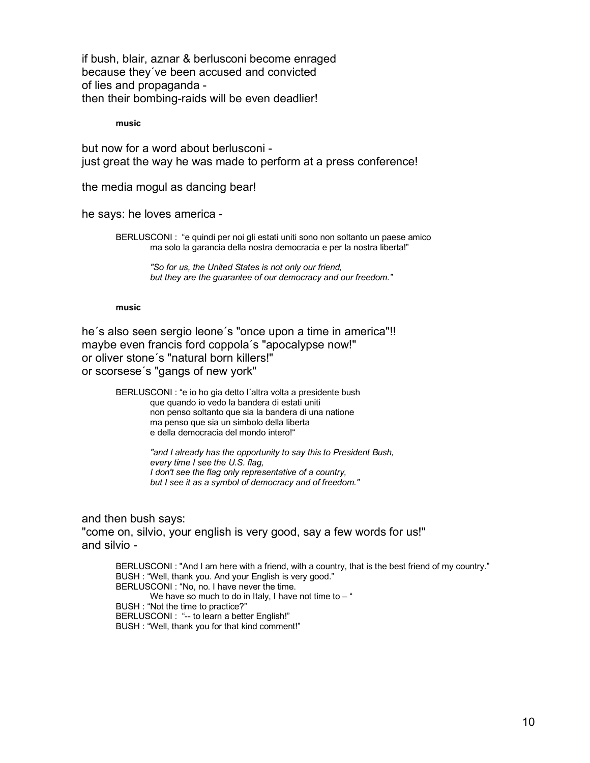if bush, blair, aznar & berlusconi become enraged
because they´ve been accused and convicted
of lies and propaganda -
then their bombing-raids will be even deadlier!

**music**

but now for a word about berlusconi -
just great the way he was made to perform at a press conference!

the media mogul as dancing bear!

he says: he loves america -

> BERLUSCONI : "e quindi per noi gli estati uniti sono non soltanto un paese amico
> ma solo la garancia della nostra democracia e per la nostra liberta!"
>
> *"So for us, the United States is not only our friend,*
> *but they are the guarantee of our democracy and our freedom."*

**music**

he´s also seen sergio leone´s "once upon a time in america"!!
maybe even francis ford coppola´s "apocalypse now!"
or oliver stone´s "natural born killers!"
or scorsese´s "gangs of new york"

> BERLUSCONI : "e io ho gia detto l´altra volta a presidente bush
> que quando io vedo la bandera di estati uniti
> non penso soltanto que sia la bandera di una natione
> ma penso que sia un simbolo della liberta
> e della democracia del mondo intero!"
>
> *"and I already has the opportunity to say this to President Bush,*
> *every time I see the U.S. flag,*
> *I don't see the flag only representative of a country,*
> *but I see it as a symbol of democracy and of freedom."*

and then bush says:
"come on, silvio, your english is very good, say a few words for us!"
and silvio -

> BERLUSCONI : "And I am here with a friend, with a country, that is the best friend of my country."
> BUSH : "Well, thank you. And your English is very good."
> BERLUSCONI : "No, no. I have never the time.
> We have so much to do in Italy, I have not time to – "
> BUSH : "Not the time to practice?"
> BERLUSCONI : "-- to learn a better English!"
> BUSH : "Well, thank you for that kind comment!"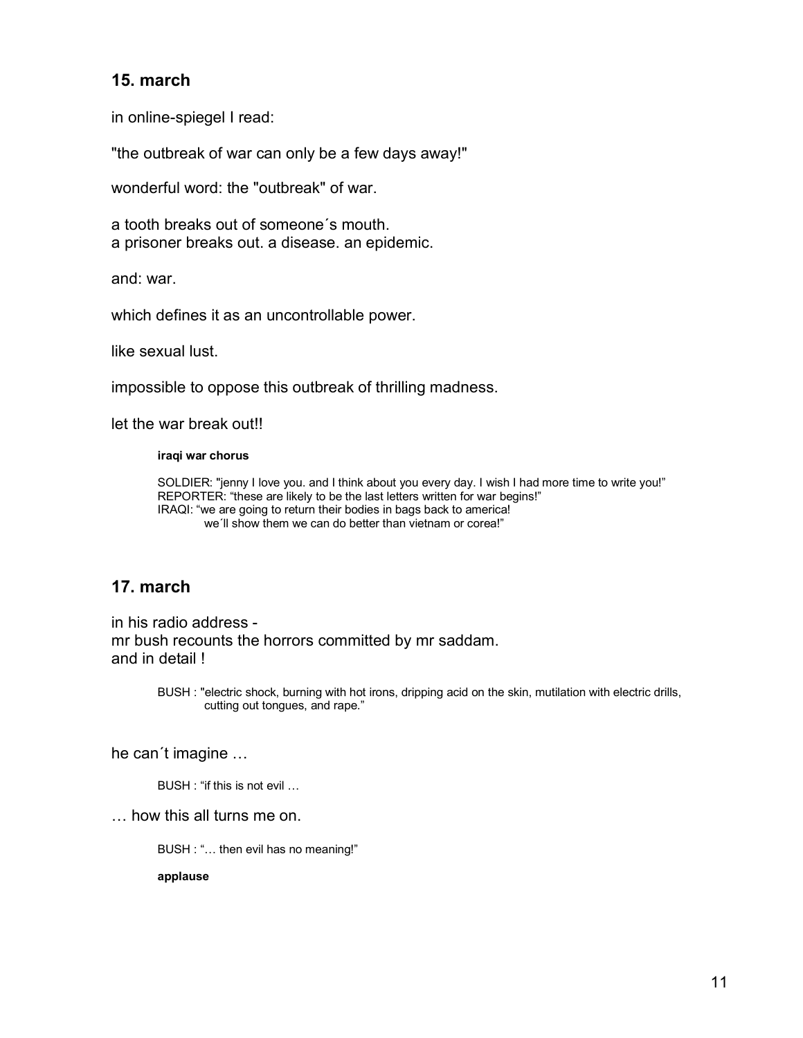## 15. march

in online-spiegel I read:

"the outbreak of war can only be a few days away!"

wonderful word: the "outbreak" of war.

a tooth breaks out of someone´s mouth.
a prisoner breaks out. a disease. an epidemic.

and: war.

which defines it as an uncontrollable power.

like sexual lust.

impossible to oppose this outbreak of thrilling madness.

let the war break out!!

> **iraqi war chorus**
>
> SOLDIER: "jenny I love you. and I think about you every day. I wish I had more time to write you!"
> REPORTER: "these are likely to be the last letters written for war begins!"
> IRAQI: "we are going to return their bodies in bags back to america!
> we´ll show them we can do better than vietnam or corea!"

## 17. march

in his radio address -
mr bush recounts the horrors committed by mr saddam.
and in detail !

> BUSH : "electric shock, burning with hot irons, dripping acid on the skin, mutilation with electric drills, cutting out tongues, and rape."

he can´t imagine …

> BUSH : "if this is not evil …

… how this all turns me on.

> BUSH : "… then evil has no meaning!"
>
> **applause**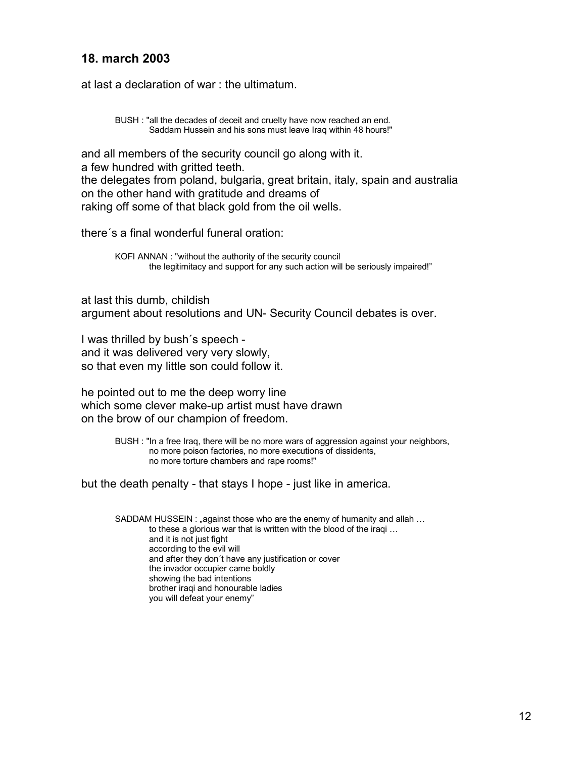## 18. march 2003

at last a declaration of war : the ultimatum.

> BUSH : "all the decades of deceit and cruelty have now reached an end.
> Saddam Hussein and his sons must leave Iraq within 48 hours!"

and all members of the security council go along with it.
a few hundred with gritted teeth.
the delegates from poland, bulgaria, great britain, italy, spain and australia
on the other hand with gratitude and dreams of
raking off some of that black gold from the oil wells.

there´s a final wonderful funeral oration:

> KOFI ANNAN : "without the authority of the security council
> the legitimacy and support for any such action will be seriously impaired!"

at last this dumb, childish
argument about resolutions and UN- Security Council debates is over.

I was thrilled by bush´s speech -
and it was delivered very very slowly,
so that even my little son could follow it.

he pointed out to me the deep worry line
which some clever make-up artist must have drawn
on the brow of our champion of freedom.

> BUSH : "In a free Iraq, there will be no more wars of aggression against your neighbors,
> no more poison factories, no more executions of dissidents,
> no more torture chambers and rape rooms!"

but the death penalty - that stays I hope - just like in america.

> SADDAM HUSSEIN : „against those who are the enemy of humanity and allah …
> to these a glorious war that is written with the blood of the iraqi …
> and it is not just fight
> according to the evil will
> and after they don´t have any justification or cover
> the invador occupier came boldly
> showing the bad intentions
> brother iraqi and honourable ladies
> you will defeat your enemy"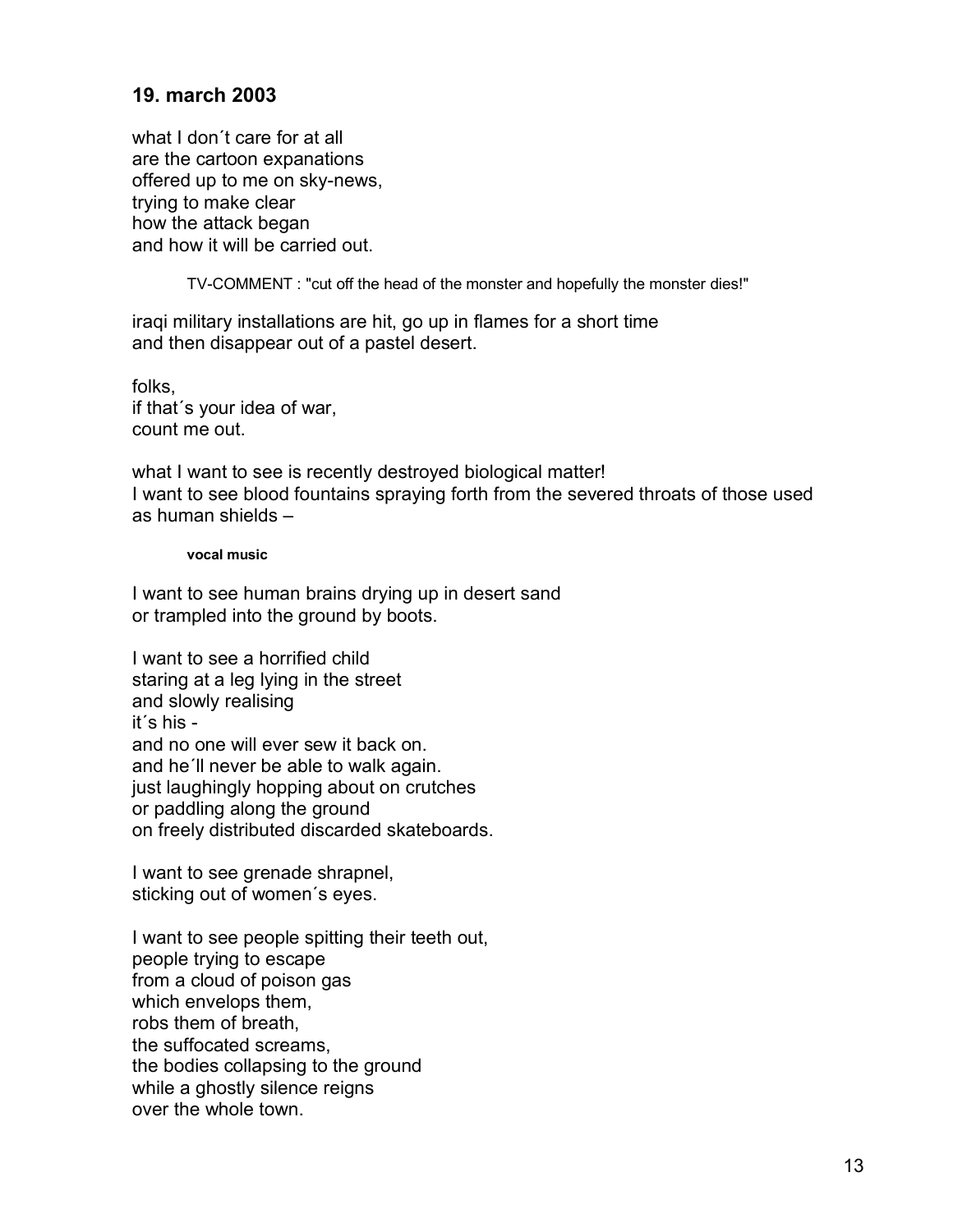## 19. march 2003

what I don´t care for at all
are the cartoon expanations
offered up to me on sky-news,
trying to make clear
how the attack began
and how it will be carried out.

> TV-COMMENT : "cut off the head of the monster and hopefully the monster dies!"

iraqi military installations are hit, go up in flames for a short time
and then disappear out of a pastel desert.

folks,
if that´s your idea of war,
count me out.

what I want to see is recently destroyed biological matter!
I want to see blood fountains spraying forth from the severed throats of those used as human shields –

> **vocal music**

I want to see human brains drying up in desert sand
or trampled into the ground by boots.

I want to see a horrified child
staring at a leg lying in the street
and slowly realising
it´s his -
and no one will ever sew it back on.
and he´ll never be able to walk again.
just laughingly hopping about on crutches
or paddling along the ground
on freely distributed discarded skateboards.

I want to see grenade shrapnel,
sticking out of women´s eyes.

I want to see people spitting their teeth out,
people trying to escape
from a cloud of poison gas
which envelops them,
robs them of breath,
the suffocated screams,
the bodies collapsing to the ground
while a ghostly silence reigns
over the whole town.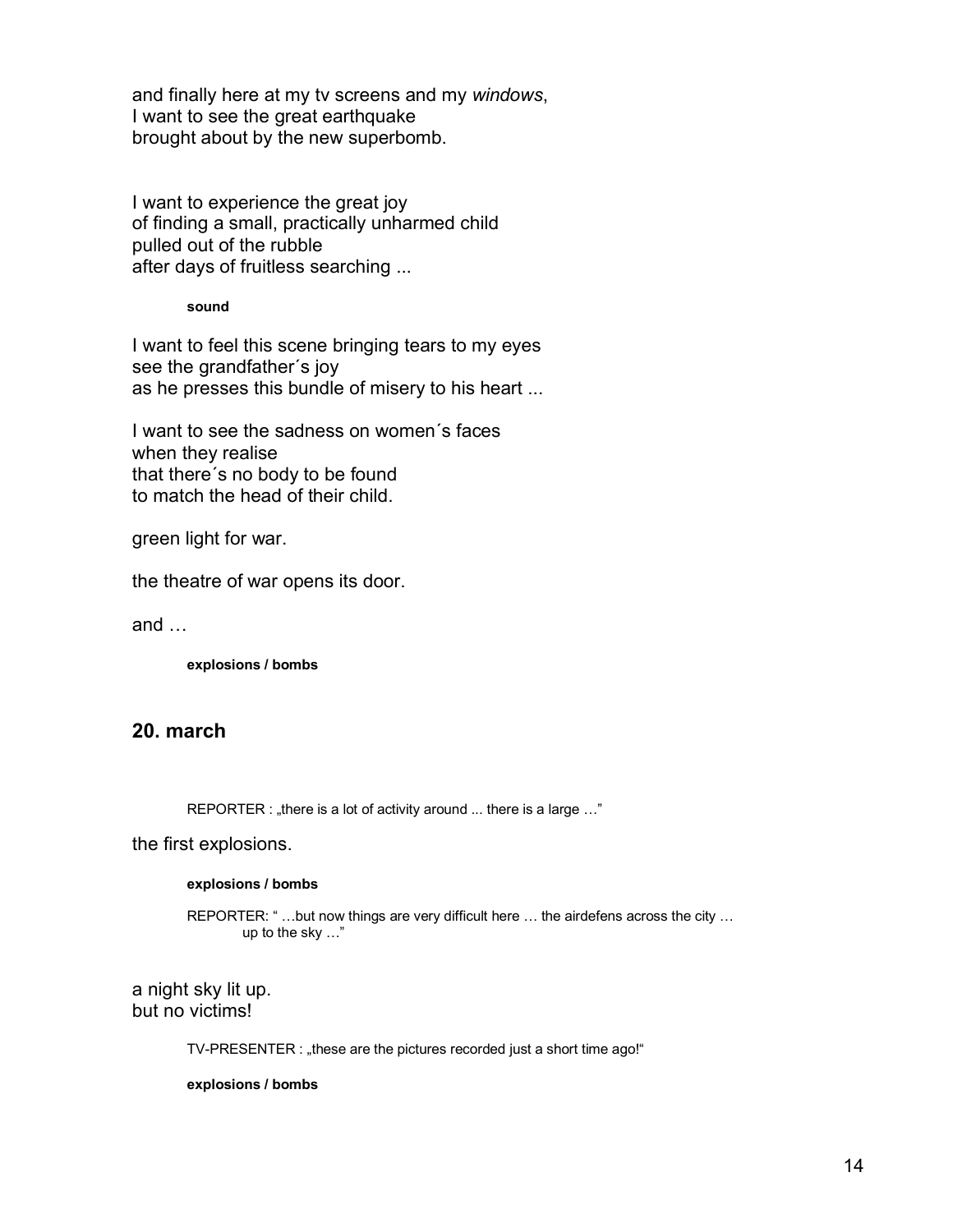and finally here at my tv screens and my *windows*,
I want to see the great earthquake
brought about by the new superbomb.

I want to experience the great joy
of finding a small, practically unharmed child
pulled out of the rubble
after days of fruitless searching ...

**sound**

I want to feel this scene bringing tears to my eyes
see the grandfather´s joy
as he presses this bundle of misery to his heart ...

I want to see the sadness on women´s faces
when they realise
that there´s no body to be found
to match the head of their child.

green light for war.

the theatre of war opens its door.

and …

**explosions / bombs**

## 20. march

REPORTER : „there is a lot of activity around ... there is a large …"

the first explosions.

**explosions / bombs**

REPORTER: " …but now things are very difficult here … the airdefens across the city … up to the sky …"

a night sky lit up.
but no victims!

TV-PRESENTER : „these are the pictures recorded just a short time ago!"

**explosions / bombs**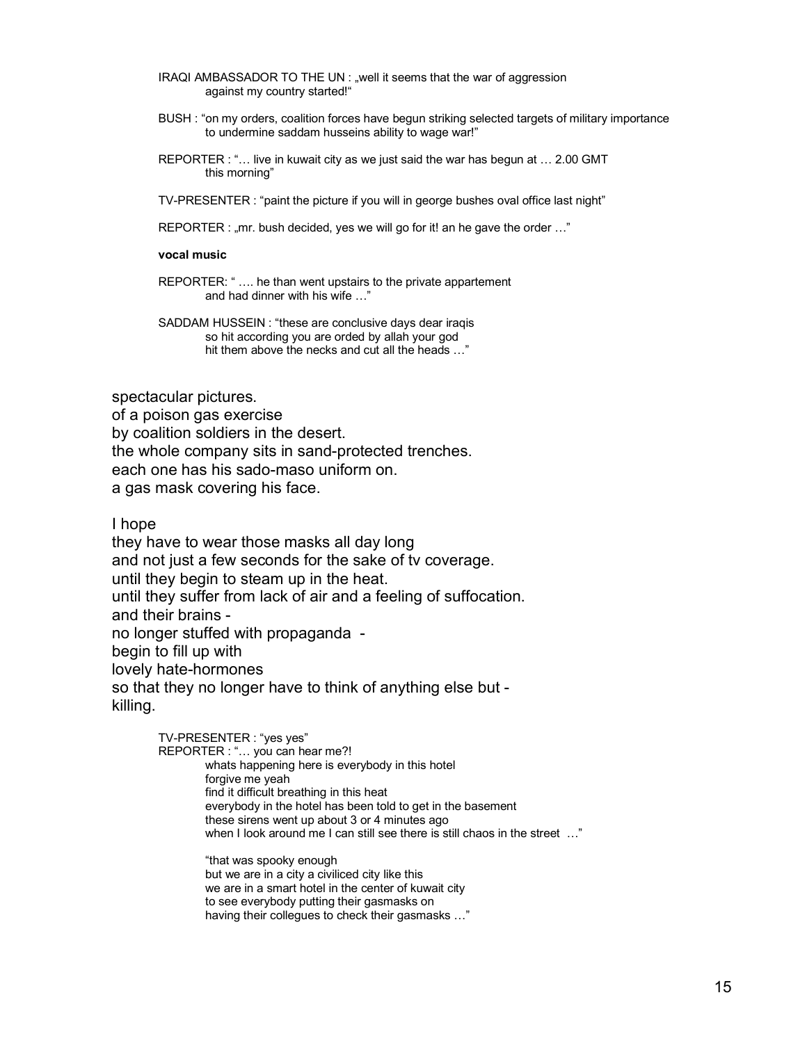IRAQI AMBASSADOR TO THE UN : „well it seems that the war of aggression
against my country started!"

BUSH : "on my orders, coalition forces have begun striking selected targets of military importance
to undermine saddam husseins ability to wage war!"

REPORTER : "… live in kuwait city as we just said the war has begun at … 2.00 GMT
this morning"

TV-PRESENTER : "paint the picture if you will in george bushes oval office last night"

REPORTER : „mr. bush decided, yes we will go for it! an he gave the order …"

**vocal music**

REPORTER: " …. he than went upstairs to the private appartement
and had dinner with his wife …"

SADDAM HUSSEIN : "these are conclusive days dear iraqis
so hit according you are orded by allah your god
hit them above the necks and cut all the heads …"

spectacular pictures.
of a poison gas exercise
by coalition soldiers in the desert.
the whole company sits in sand-protected trenches.
each one has his sado-maso uniform on.
a gas mask covering his face.

I hope
they have to wear those masks all day long
and not just a few seconds for the sake of tv coverage.
until they begin to steam up in the heat.
until they suffer from lack of air and a feeling of suffocation.
and their brains -
no longer stuffed with propaganda -
begin to fill up with
lovely hate-hormones
so that they no longer have to think of anything else but -
killing.

TV-PRESENTER : "yes yes"
REPORTER : "… you can hear me?!
whats happening here is everybody in this hotel
forgive me yeah
find it difficult breathing in this heat
everybody in the hotel has been told to get in the basement
these sirens went up about 3 or 4 minutes ago
when I look around me I can still see there is still chaos in the street …"

"that was spooky enough
but we are in a city a civiliced city like this
we are in a smart hotel in the center of kuwait city
to see everybody putting their gasmasks on
having their collegues to check their gasmasks …"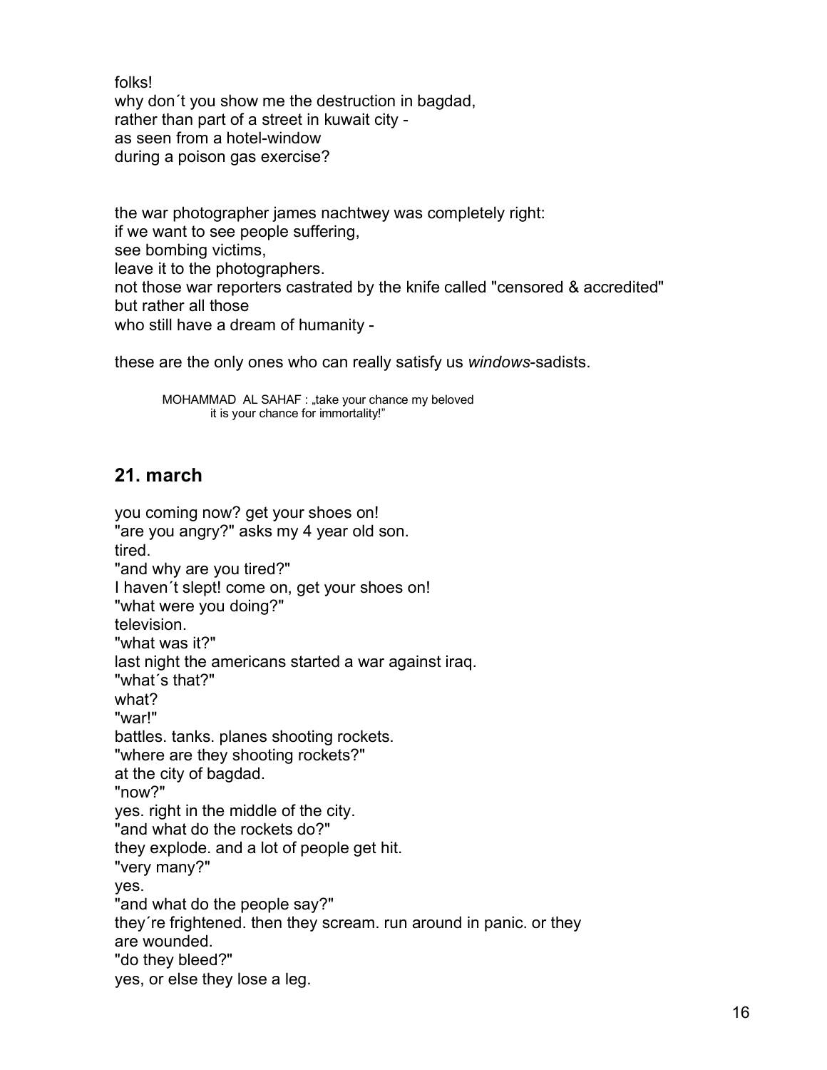folks!
why don´t you show me the destruction in bagdad,
rather than part of a street in kuwait city -
as seen from a hotel-window
during a poison gas exercise?

the war photographer james nachtwey was completely right:
if we want to see people suffering,
see bombing victims,
leave it to the photographers.
not those war reporters castrated by the knife called "censored & accredited"
but rather all those
who still have a dream of humanity -

these are the only ones who can really satisfy us *windows*-sadists.

> MOHAMMAD AL SAHAF : „take your chance my beloved
> it is your chance for immortality!"

## 21. march

you coming now? get your shoes on!
"are you angry?" asks my 4 year old son.
tired.
"and why are you tired?"
I haven´t slept! come on, get your shoes on!
"what were you doing?"
television.
"what was it?"
last night the americans started a war against iraq.
"what´s that?"
what?
"war!"
battles. tanks. planes shooting rockets.
"where are they shooting rockets?"
at the city of bagdad.
"now?"
yes. right in the middle of the city.
"and what do the rockets do?"
they explode. and a lot of people get hit.
"very many?"
yes.
"and what do the people say?"
they´re frightened. then they scream. run around in panic. or they
are wounded.
"do they bleed?"
yes, or else they lose a leg.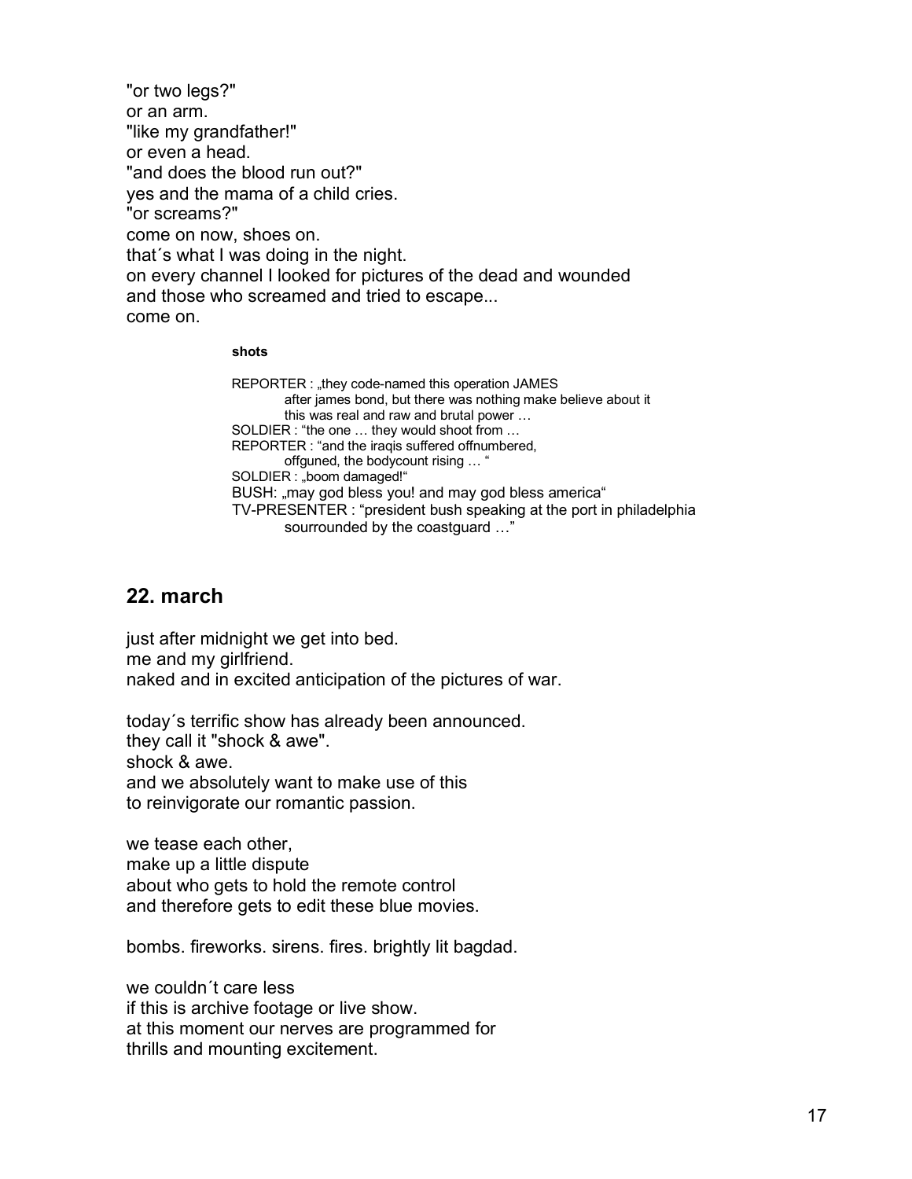"or two legs?"
or an arm.
"like my grandfather!"
or even a head.
"and does the blood run out?"
yes and the mama of a child cries.
"or screams?"
come on now, shoes on.
that´s what I was doing in the night.
on every channel I looked for pictures of the dead and wounded
and those who screamed and tried to escape...
come on.

**shots**

REPORTER : „they code-named this operation JAMES
after james bond, but there was nothing make believe about it
this was real and raw and brutal power …
SOLDIER : "the one … they would shoot from …
REPORTER : "and the iraqis suffered offnumbered,
offguned, the bodycount rising … "
SOLDIER : „boom damaged!"
BUSH: „may god bless you! and may god bless america"
TV-PRESENTER : "president bush speaking at the port in philadelphia
sourrounded by the coastguard …"

## 22. march

just after midnight we get into bed.
me and my girlfriend.
naked and in excited anticipation of the pictures of war.

today´s terrific show has already been announced.
they call it "shock & awe".
shock & awe.
and we absolutely want to make use of this
to reinvigorate our romantic passion.

we tease each other,
make up a little dispute
about who gets to hold the remote control
and therefore gets to edit these blue movies.

bombs. fireworks. sirens. fires. brightly lit bagdad.

we couldn´t care less
if this is archive footage or live show.
at this moment our nerves are programmed for
thrills and mounting excitement.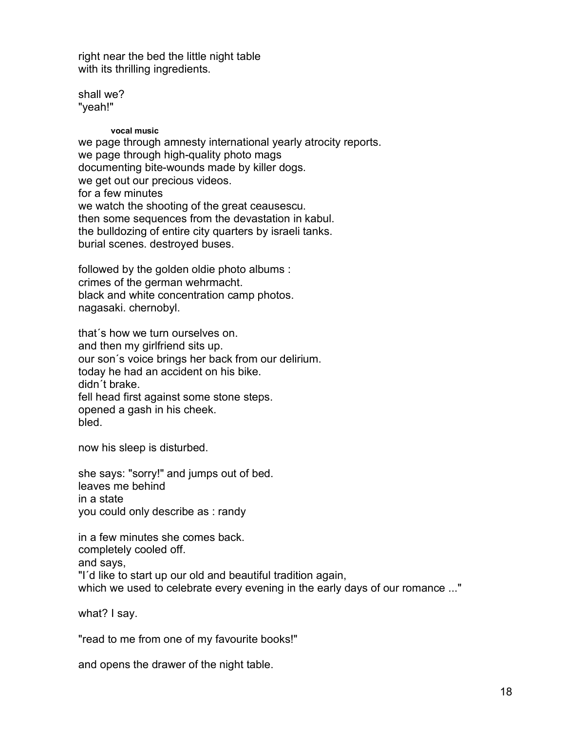right near the bed the little night table
with its thrilling ingredients.

shall we?
"yeah!"

**vocal music**

we page through amnesty international yearly atrocity reports.
we page through high-quality photo mags
documenting bite-wounds made by killer dogs.
we get out our precious videos.
for a few minutes
we watch the shooting of the great ceausescu.
then some sequences from the devastation in kabul.
the bulldozing of entire city quarters by israeli tanks.
burial scenes. destroyed buses.

followed by the golden oldie photo albums :
crimes of the german wehrmacht.
black and white concentration camp photos.
nagasaki. chernobyl.

that´s how we turn ourselves on.
and then my girlfriend sits up.
our son´s voice brings her back from our delirium.
today he had an accident on his bike.
didn´t brake.
fell head first against some stone steps.
opened a gash in his cheek.
bled.

now his sleep is disturbed.

she says: "sorry!" and jumps out of bed.
leaves me behind
in a state
you could only describe as : randy

in a few minutes she comes back.
completely cooled off.
and says,
"I´d like to start up our old and beautiful tradition again,
which we used to celebrate every evening in the early days of our romance ..."

what? I say.

"read to me from one of my favourite books!"

and opens the drawer of the night table.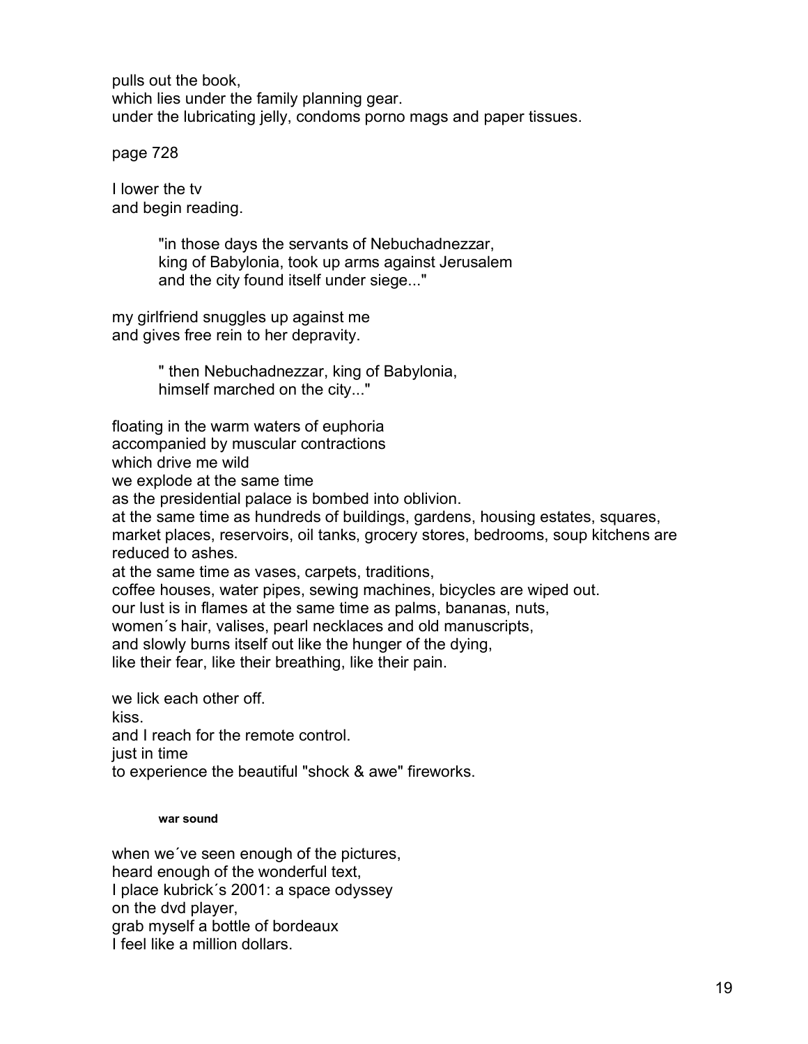pulls out the book,
which lies under the family planning gear.
under the lubricating jelly, condoms porno mags and paper tissues.

page 728

I lower the tv
and begin reading.

> "in those days the servants of Nebuchadnezzar,
> king of Babylonia, took up arms against Jerusalem
> and the city found itself under siege..."

my girlfriend snuggles up against me
and gives free rein to her depravity.

> " then Nebuchadnezzar, king of Babylonia,
> himself marched on the city..."

floating in the warm waters of euphoria
accompanied by muscular contractions
which drive me wild
we explode at the same time
as the presidential palace is bombed into oblivion.
at the same time as hundreds of buildings, gardens, housing estates, squares,
market places, reservoirs, oil tanks, grocery stores, bedrooms, soup kitchens are
reduced to ashes.
at the same time as vases, carpets, traditions,
coffee houses, water pipes, sewing machines, bicycles are wiped out.
our lust is in flames at the same time as palms, bananas, nuts,
women´s hair, valises, pearl necklaces and old manuscripts,
and slowly burns itself out like the hunger of the dying,
like their fear, like their breathing, like their pain.

we lick each other off.
kiss.
and I reach for the remote control.
just in time
to experience the beautiful "shock & awe" fireworks.

**war sound**

when we´ve seen enough of the pictures,
heard enough of the wonderful text,
I place kubrick´s 2001: a space odyssey
on the dvd player,
grab myself a bottle of bordeaux
I feel like a million dollars.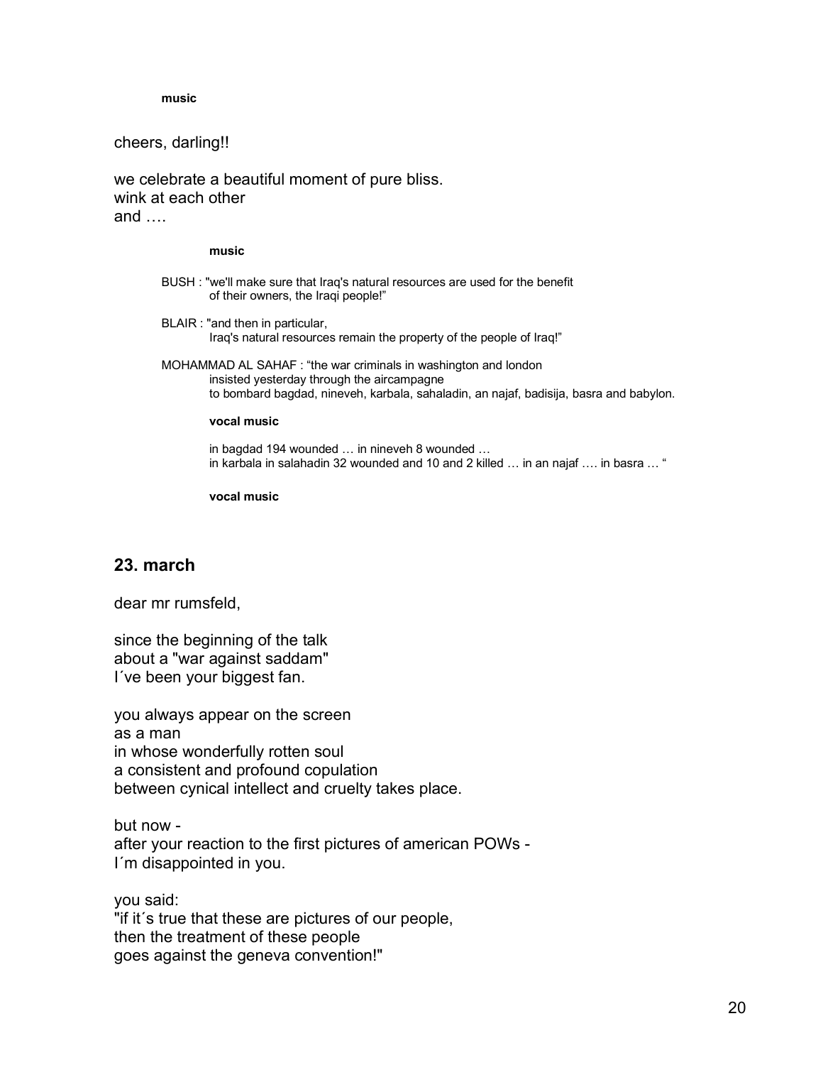**music**

cheers, darling!!

we celebrate a beautiful moment of pure bliss.
wink at each other
and ….

**music**

BUSH : "we'll make sure that Iraq's natural resources are used for the benefit of their owners, the Iraqi people!"

BLAIR : "and then in particular,
Iraq's natural resources remain the property of the people of Iraq!"

MOHAMMAD AL SAHAF : "the war criminals in washington and london
insisted yesterday through the aircampagne
to bombard bagdad, nineveh, karbala, sahaladin, an najaf, badisija, basra and babylon.

**vocal music**

in bagdad 194 wounded … in nineveh 8 wounded …
in karbala in salahadin 32 wounded and 10 and 2 killed … in an najaf …. in basra … "

**vocal music**

## 23. march

dear mr rumsfeld,

since the beginning of the talk
about a "war against saddam"
I´ve been your biggest fan.

you always appear on the screen
as a man
in whose wonderfully rotten soul
a consistent and profound copulation
between cynical intellect and cruelty takes place.

but now -
after your reaction to the first pictures of american POWs -
I´m disappointed in you.

you said:
"if it´s true that these are pictures of our people,
then the treatment of these people
goes against the geneva convention!"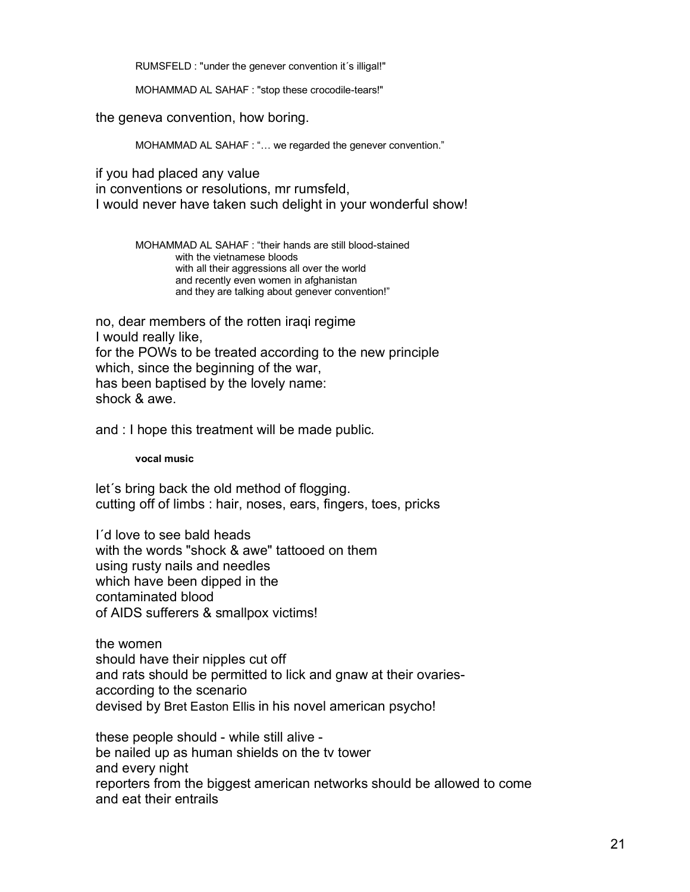RUMSFELD : "under the genever convention it´s illigal!"

MOHAMMAD AL SAHAF : "stop these crocodile-tears!"

the geneva convention, how boring.

MOHAMMAD AL SAHAF : "… we regarded the genever convention."

if you had placed any value
in conventions or resolutions, mr rumsfeld,
I would never have taken such delight in your wonderful show!

MOHAMMAD AL SAHAF : "their hands are still blood-stained
with the vietnamese bloods
with all their aggressions all over the world
and recently even women in afghanistan
and they are talking about genever convention!"

no, dear members of the rotten iraqi regime
I would really like,
for the POWs to be treated according to the new principle
which, since the beginning of the war,
has been baptised by the lovely name:
shock & awe.

and : I hope this treatment will be made public.

**vocal music**

let´s bring back the old method of flogging.
cutting off of limbs : hair, noses, ears, fingers, toes, pricks

I´d love to see bald heads
with the words "shock & awe" tattooed on them
using rusty nails and needles
which have been dipped in the
contaminated blood
of AIDS sufferers & smallpox victims!

the women
should have their nipples cut off
and rats should be permitted to lick and gnaw at their ovaries-
according to the scenario
devised by Bret Easton Ellis in his novel american psycho!

these people should - while still alive -
be nailed up as human shields on the tv tower
and every night
reporters from the biggest american networks should be allowed to come
and eat their entrails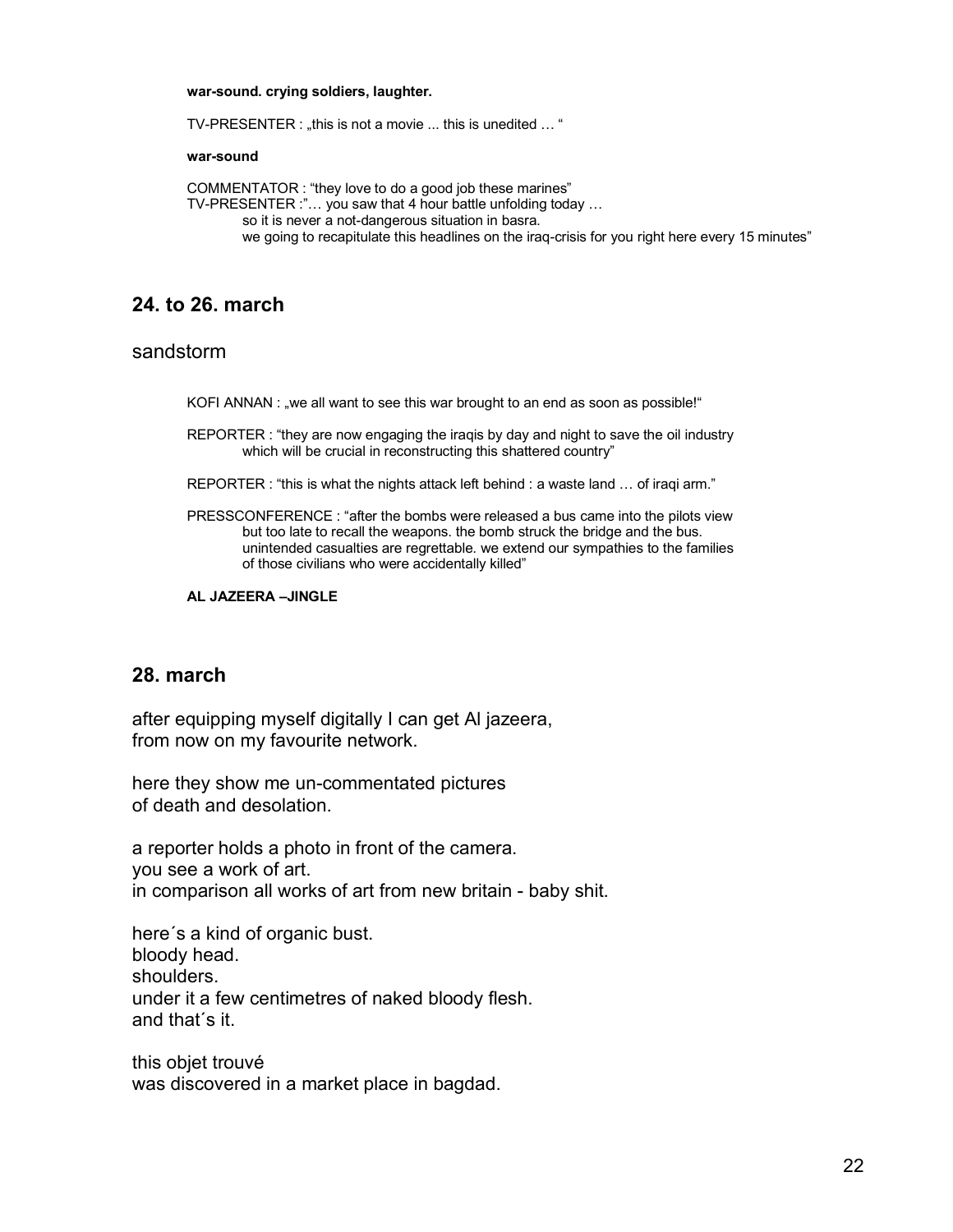**war-sound. crying soldiers, laughter.**

TV-PRESENTER : „this is not a movie ... this is unedited … "

**war-sound**

COMMENTATOR : "they love to do a good job these marines"
TV-PRESENTER :"… you saw that 4 hour battle unfolding today …
so it is never a not-dangerous situation in basra.
we going to recapitulate this headlines on the iraq-crisis for you right here every 15 minutes"

## 24. to 26. march

sandstorm

KOFI ANNAN : „we all want to see this war brought to an end as soon as possible!"

REPORTER : "they are now engaging the iraqis by day and night to save the oil industry which will be crucial in reconstructing this shattered country"

REPORTER : "this is what the nights attack left behind : a waste land … of iraqi arm."

PRESSCONFERENCE : "after the bombs were released a bus came into the pilots view but too late to recall the weapons. the bomb struck the bridge and the bus. unintended casualties are regrettable. we extend our sympathies to the families of those civilians who were accidentally killed"

**AL JAZEERA –JINGLE**

## 28. march

after equipping myself digitally I can get Al jazeera,
from now on my favourite network.

here they show me un-commentated pictures
of death and desolation.

a reporter holds a photo in front of the camera.
you see a work of art.
in comparison all works of art from new britain - baby shit.

here´s a kind of organic bust.
bloody head.
shoulders.
under it a few centimetres of naked bloody flesh.
and that´s it.

this objet trouvé
was discovered in a market place in bagdad.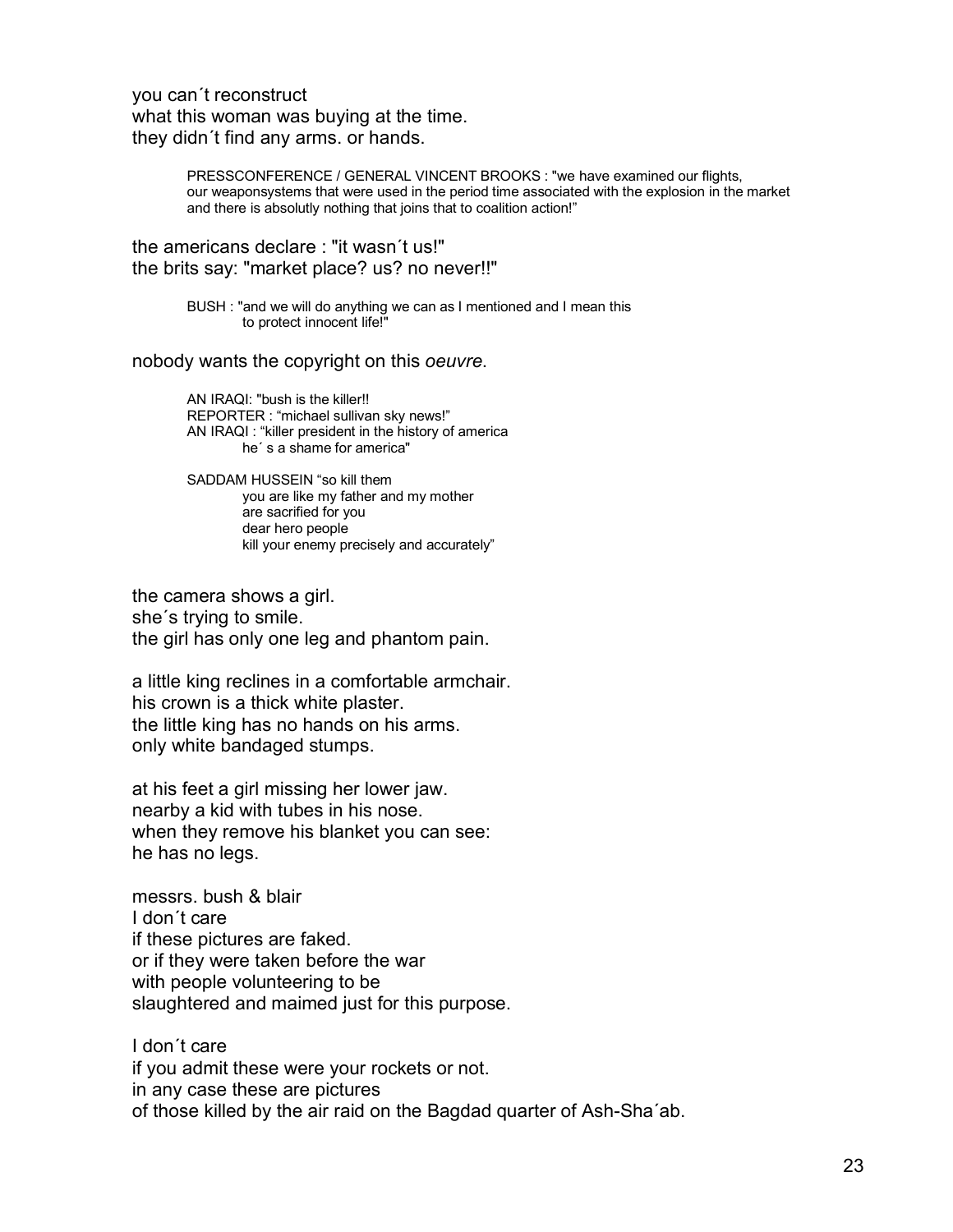you can´t reconstruct
what this woman was buying at the time.
they didn´t find any arms. or hands.

> PRESSCONFERENCE / GENERAL VINCENT BROOKS : "we have examined our flights, our weaponsystems that were used in the period time associated with the explosion in the market and there is absolutly nothing that joins that to coalition action!"

the americans declare : "it wasn´t us!"
the brits say: "market place? us? no never!!"

> BUSH : "and we will do anything we can as I mentioned and I mean this
> to protect innocent life!"

nobody wants the copyright on this *oeuvre*.

> AN IRAQI: "bush is the killer!!
> REPORTER : "michael sullivan sky news!"
> AN IRAQI : "killer president in the history of america
> he´ s a shame for america"
>
> SADDAM HUSSEIN "so kill them
> you are like my father and my mother
> are sacrified for you
> dear hero people
> kill your enemy precisely and accurately"

the camera shows a girl.
she´s trying to smile.
the girl has only one leg and phantom pain.

a little king reclines in a comfortable armchair.
his crown is a thick white plaster.
the little king has no hands on his arms.
only white bandaged stumps.

at his feet a girl missing her lower jaw.
nearby a kid with tubes in his nose.
when they remove his blanket you can see:
he has no legs.

messrs. bush & blair
I don´t care
if these pictures are faked.
or if they were taken before the war
with people volunteering to be
slaughtered and maimed just for this purpose.

I don´t care
if you admit these were your rockets or not.
in any case these are pictures
of those killed by the air raid on the Bagdad quarter of Ash-Sha´ab.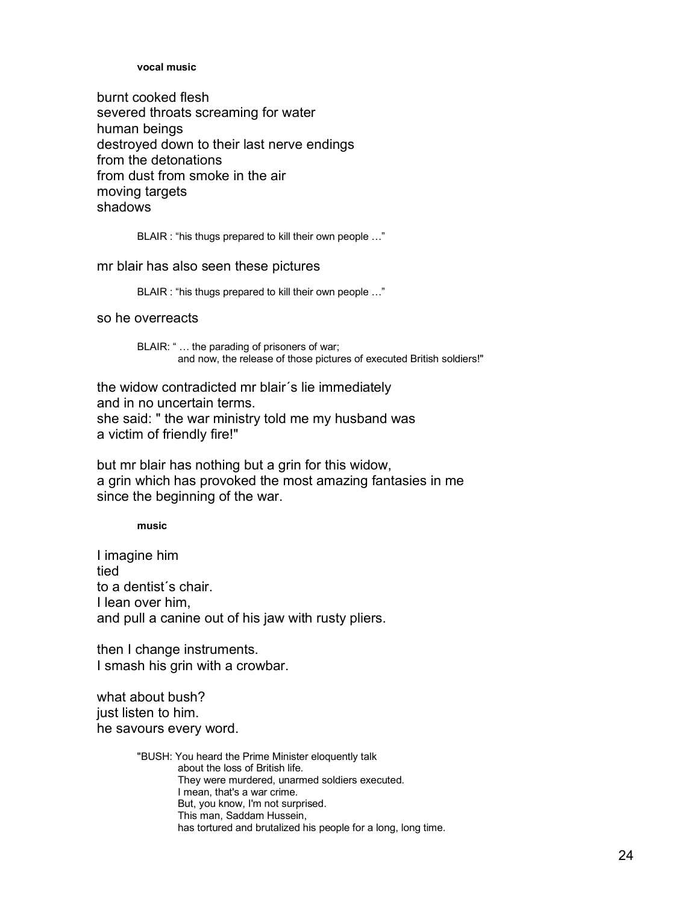**vocal music**

burnt cooked flesh
severed throats screaming for water
human beings
destroyed down to their last nerve endings
from the detonations
from dust from smoke in the air
moving targets
shadows

> BLAIR : "his thugs prepared to kill their own people …"

mr blair has also seen these pictures

> BLAIR : "his thugs prepared to kill their own people …"

so he overreacts

> BLAIR: " … the parading of prisoners of war;
> and now, the release of those pictures of executed British soldiers!"

the widow contradicted mr blair´s lie immediately
and in no uncertain terms.
she said: " the war ministry told me my husband was
a victim of friendly fire!"

but mr blair has nothing but a grin for this widow,
a grin which has provoked the most amazing fantasies in me
since the beginning of the war.

**music**

I imagine him
tied
to a dentist´s chair.
I lean over him,
and pull a canine out of his jaw with rusty pliers.

then I change instruments.
I smash his grin with a crowbar.

what about bush?
just listen to him.
he savours every word.

> "BUSH: You heard the Prime Minister eloquently talk
> about the loss of British life.
> They were murdered, unarmed soldiers executed.
> I mean, that's a war crime.
> But, you know, I'm not surprised.
> This man, Saddam Hussein,
> has tortured and brutalized his people for a long, long time.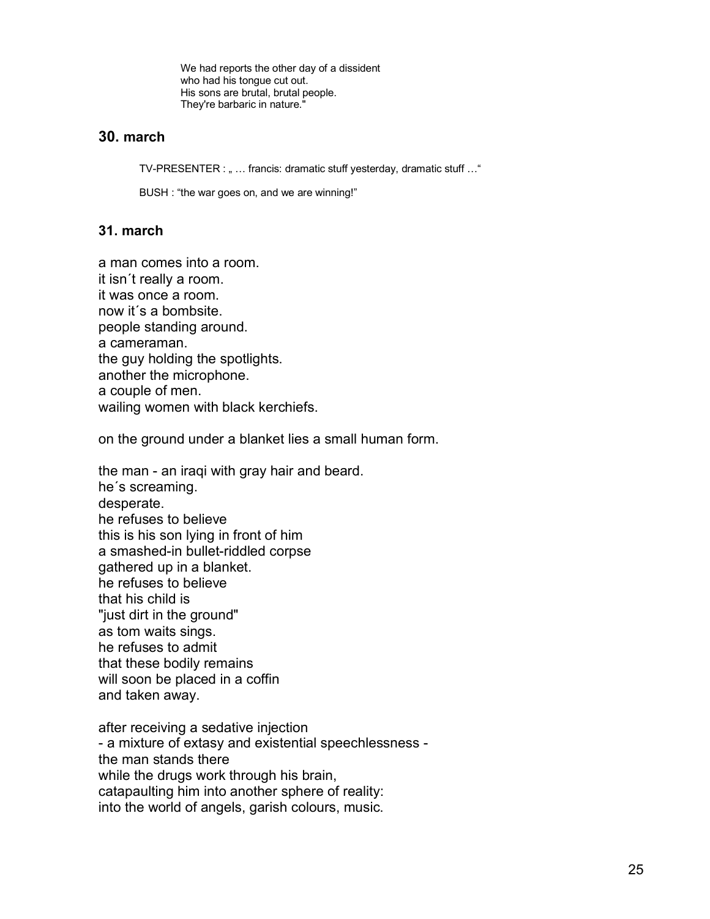> We had reports the other day of a dissident
> who had his tongue cut out.
> His sons are brutal, brutal people.
> They're barbaric in nature."

## 30. march

> TV-PRESENTER : „ … francis: dramatic stuff yesterday, dramatic stuff …“
>
> BUSH : “the war goes on, and we are winning!”

## 31. march

a man comes into a room.  
it isn´t really a room.  
it was once a room.  
now it´s a bombsite.  
people standing around.  
a cameraman.  
the guy holding the spotlights.  
another the microphone.  
a couple of men.  
wailing women with black kerchiefs.

on the ground under a blanket lies a small human form.

the man - an iraqi with gray hair and beard.  
he´s screaming.  
desperate.  
he refuses to believe  
this is his son lying in front of him  
a smashed-in bullet-riddled corpse  
gathered up in a blanket.  
he refuses to believe  
that his child is  
"just dirt in the ground"  
as tom waits sings.  
he refuses to admit  
that these bodily remains  
will soon be placed in a coffin  
and taken away.

after receiving a sedative injection  
- a mixture of extasy and existential speechlessness -  
the man stands there  
while the drugs work through his brain,  
catapaulting him into another sphere of reality:  
into the world of angels, garish colours, music.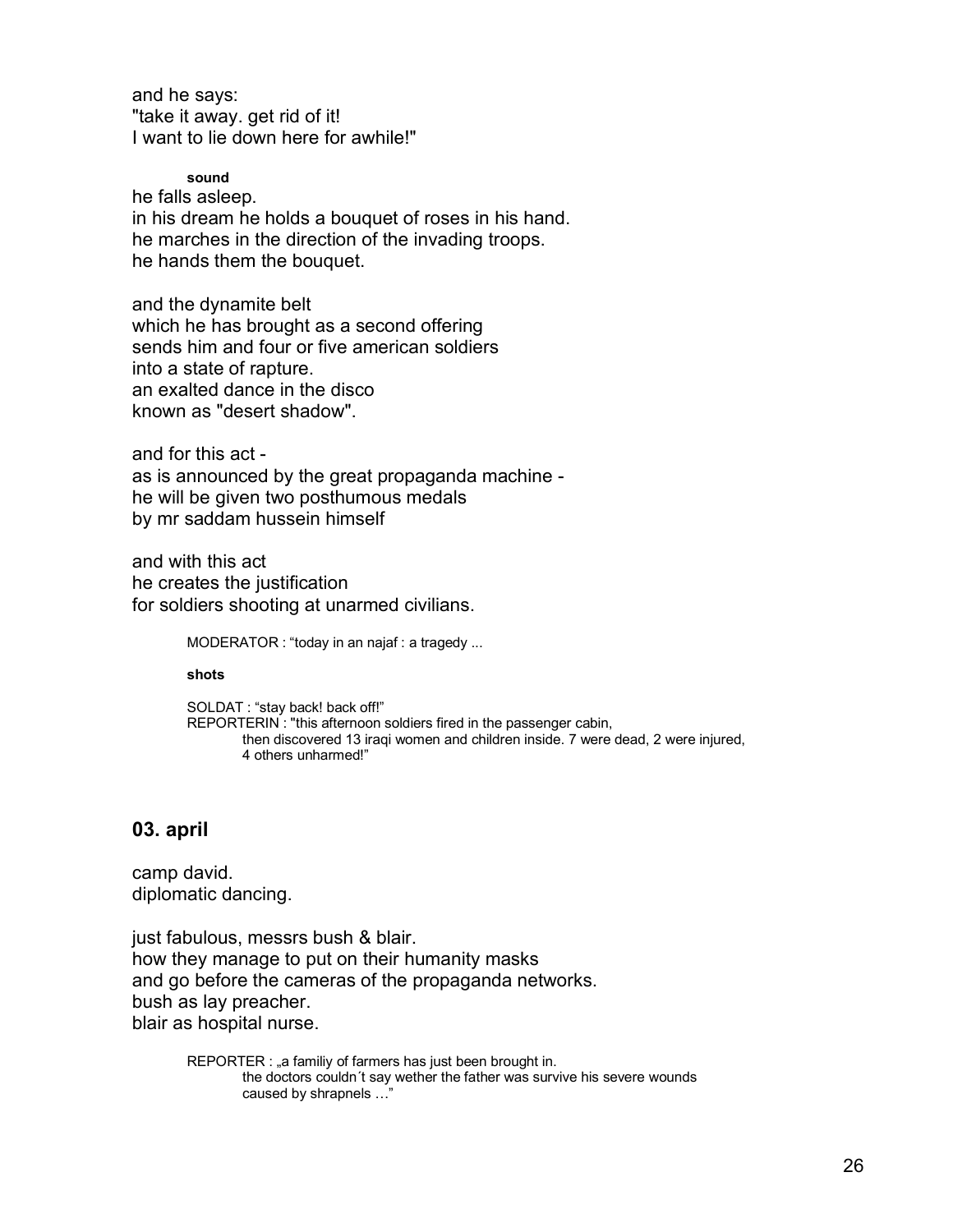and he says:
"take it away. get rid of it!
I want to lie down here for awhile!"

**sound**

he falls asleep.
in his dream he holds a bouquet of roses in his hand.
he marches in the direction of the invading troops.
he hands them the bouquet.

and the dynamite belt
which he has brought as a second offering
sends him and four or five american soldiers
into a state of rapture.
an exalted dance in the disco
known as "desert shadow".

and for this act -
as is announced by the great propaganda machine -
he will be given two posthumous medals
by mr saddam hussein himself

and with this act
he creates the justification
for soldiers shooting at unarmed civilians.

MODERATOR : "today in an najaf : a tragedy ...

**shots**

SOLDAT : "stay back! back off!"
REPORTERIN : "this afternoon soldiers fired in the passenger cabin,
then discovered 13 iraqi women and children inside. 7 were dead, 2 were injured,
4 others unharmed!"

## 03. april

camp david.
diplomatic dancing.

just fabulous, messrs bush & blair.
how they manage to put on their humanity masks
and go before the cameras of the propaganda networks.
bush as lay preacher.
blair as hospital nurse.

REPORTER : „a familiy of farmers has just been brought in.
the doctors couldn´t say wether the father was survive his severe wounds
caused by shrapnels …"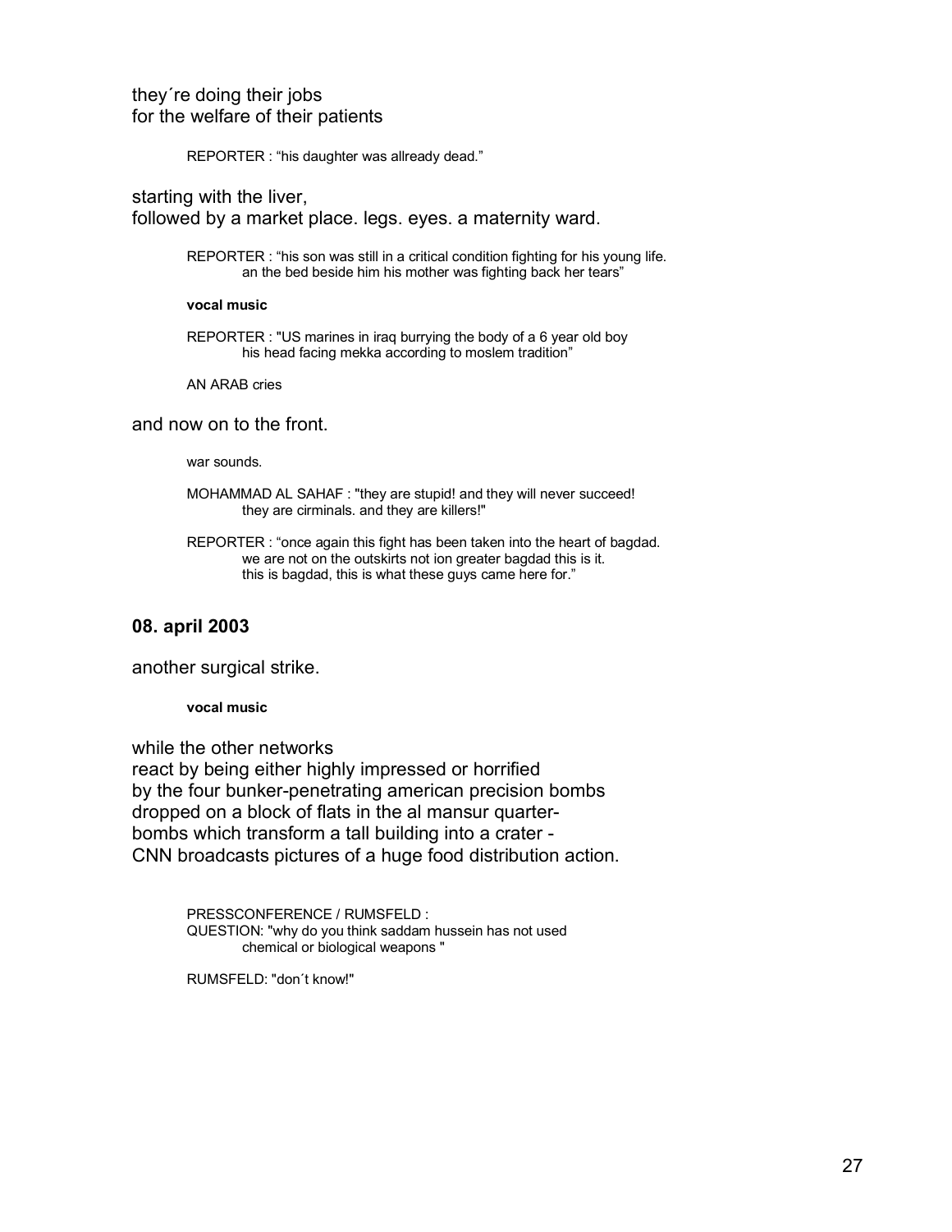they´re doing their jobs
for the welfare of their patients

REPORTER : "his daughter was allready dead."

starting with the liver,
followed by a market place. legs. eyes. a maternity ward.

REPORTER : "his son was still in a critical condition fighting for his young life.
an the bed beside him his mother was fighting back her tears"

**vocal music**

REPORTER : "US marines in iraq burrying the body of a 6 year old boy
his head facing mekka according to moslem tradition"

AN ARAB cries

and now on to the front.

war sounds.

MOHAMMAD AL SAHAF : "they are stupid! and they will never succeed!
they are cirminals. and they are killers!"

REPORTER : "once again this fight has been taken into the heart of bagdad.
we are not on the outskirts not ion greater bagdad this is it.
this is bagdad, this is what these guys came here for."

## 08. april 2003

another surgical strike.

**vocal music**

while the other networks
react by being either highly impressed or horrified
by the four bunker-penetrating american precision bombs
dropped on a block of flats in the al mansur quarter-
bombs which transform a tall building into a crater -
CNN broadcasts pictures of a huge food distribution action.

PRESSCONFERENCE / RUMSFELD :
QUESTION: "why do you think saddam hussein has not used
chemical or biological weapons "

RUMSFELD: "don´t know!"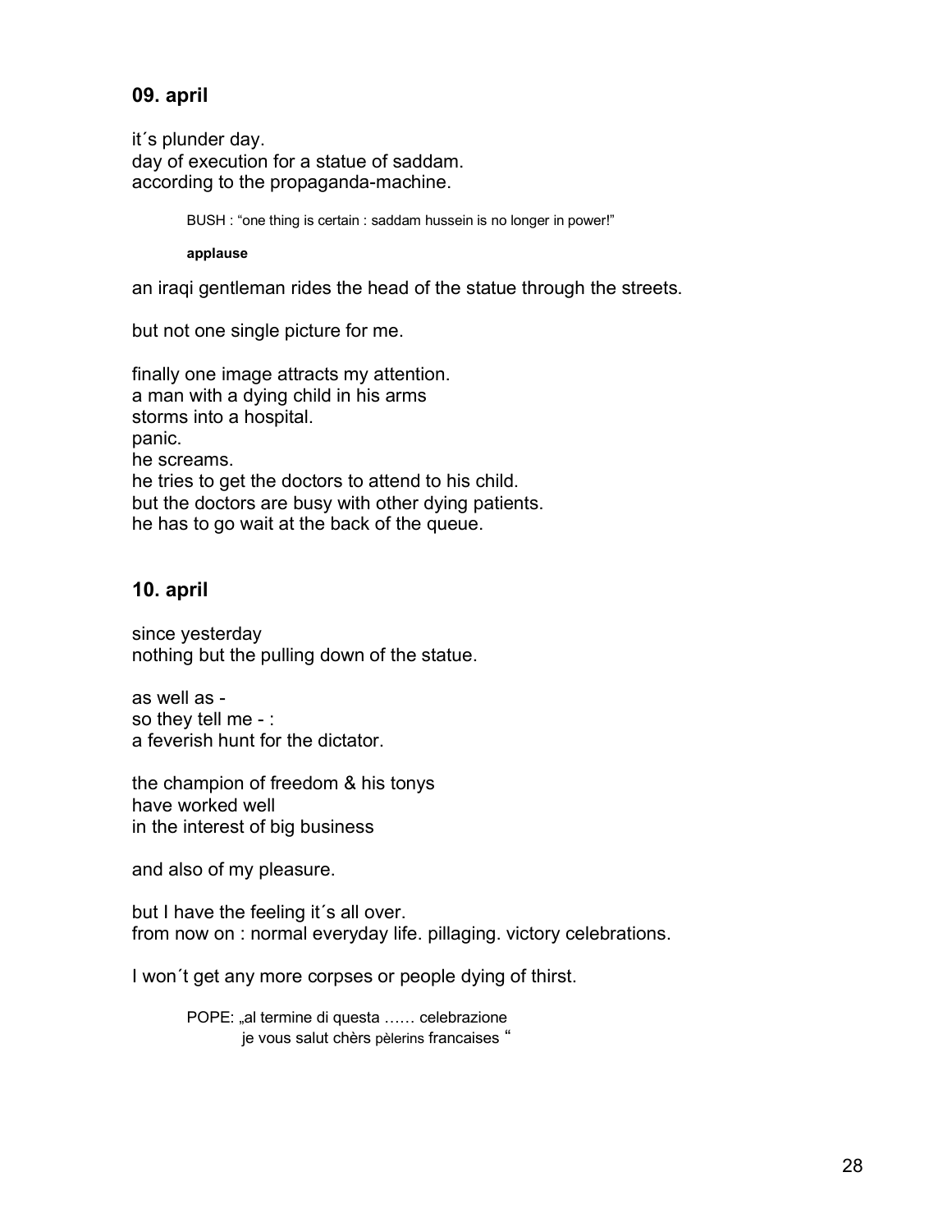## 09. april

it´s plunder day.
day of execution for a statue of saddam.
according to the propaganda-machine.

> BUSH : "one thing is certain : saddam hussein is no longer in power!"
>
> **applause**

an iraqi gentleman rides the head of the statue through the streets.

but not one single picture for me.

finally one image attracts my attention.
a man with a dying child in his arms
storms into a hospital.
panic.
he screams.
he tries to get the doctors to attend to his child.
but the doctors are busy with other dying patients.
he has to go wait at the back of the queue.

## 10. april

since yesterday
nothing but the pulling down of the statue.

as well as -
so they tell me - :
a feverish hunt for the dictator.

the champion of freedom & his tonys
have worked well
in the interest of big business

and also of my pleasure.

but I have the feeling it´s all over.
from now on : normal everyday life. pillaging. victory celebrations.

I won´t get any more corpses or people dying of thirst.

> POPE: „al termine di questa …… celebrazione
> je vous salut chèrs pèlerins francaises "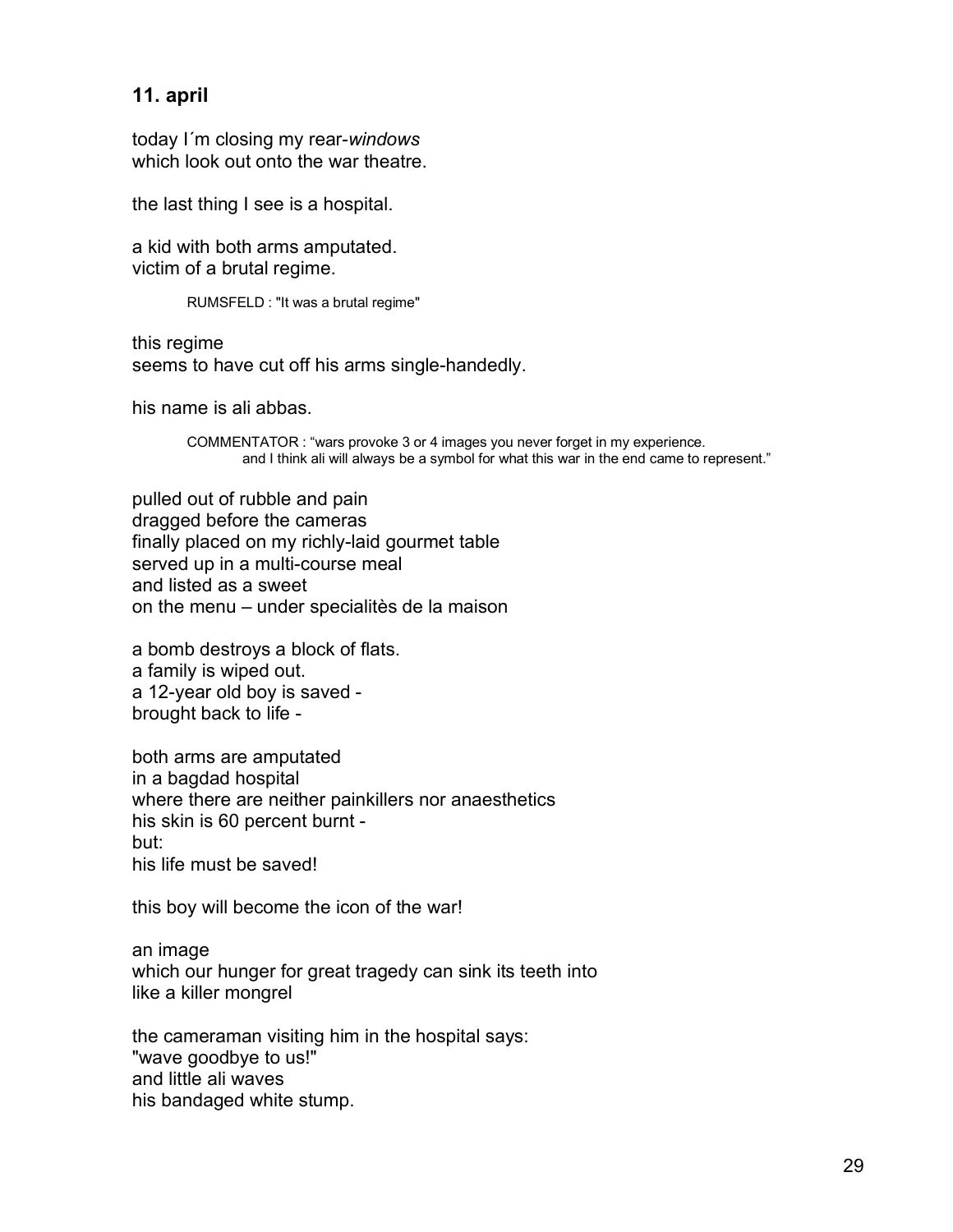## 11. april

today I´m closing my rear-*windows*
which look out onto the war theatre.

the last thing I see is a hospital.

a kid with both arms amputated.
victim of a brutal regime.

> RUMSFELD : "It was a brutal regime"

this regime
seems to have cut off his arms single-handedly.

his name is ali abbas.

> COMMENTATOR : “wars provoke 3 or 4 images you never forget in my experience.
> and I think ali will always be a symbol for what this war in the end came to represent.”

pulled out of rubble and pain
dragged before the cameras
finally placed on my richly-laid gourmet table
served up in a multi-course meal
and listed as a sweet
on the menu – under specialitès de la maison

a bomb destroys a block of flats.
a family is wiped out.
a 12-year old boy is saved -
brought back to life -

both arms are amputated
in a bagdad hospital
where there are neither painkillers nor anaesthetics
his skin is 60 percent burnt -
but:
his life must be saved!

this boy will become the icon of the war!

an image
which our hunger for great tragedy can sink its teeth into
like a killer mongrel

the cameraman visiting him in the hospital says:
"wave goodbye to us!"
and little ali waves
his bandaged white stump.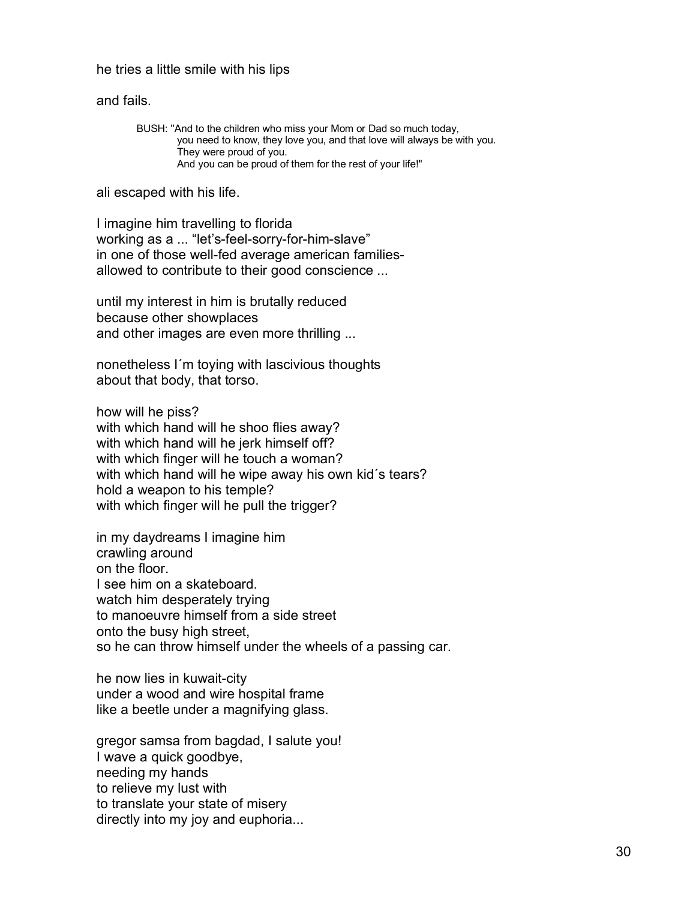he tries a little smile with his lips

and fails.

> BUSH: "And to the children who miss your Mom or Dad so much today,
> you need to know, they love you, and that love will always be with you.
> They were proud of you.
> And you can be proud of them for the rest of your life!"

ali escaped with his life.

I imagine him travelling to florida
working as a ... "let's-feel-sorry-for-him-slave"
in one of those well-fed average american families-
allowed to contribute to their good conscience ...

until my interest in him is brutally reduced
because other showplaces
and other images are even more thrilling ...

nonetheless I´m toying with lascivious thoughts
about that body, that torso.

how will he piss?
with which hand will he shoo flies away?
with which hand will he jerk himself off?
with which finger will he touch a woman?
with which hand will he wipe away his own kid´s tears?
hold a weapon to his temple?
with which finger will he pull the trigger?

in my daydreams I imagine him
crawling around
on the floor.
I see him on a skateboard.
watch him desperately trying
to manoeuvre himself from a side street
onto the busy high street,
so he can throw himself under the wheels of a passing car.

he now lies in kuwait-city
under a wood and wire hospital frame
like a beetle under a magnifying glass.

gregor samsa from bagdad, I salute you!
I wave a quick goodbye,
needing my hands
to relieve my lust with
to translate your state of misery
directly into my joy and euphoria...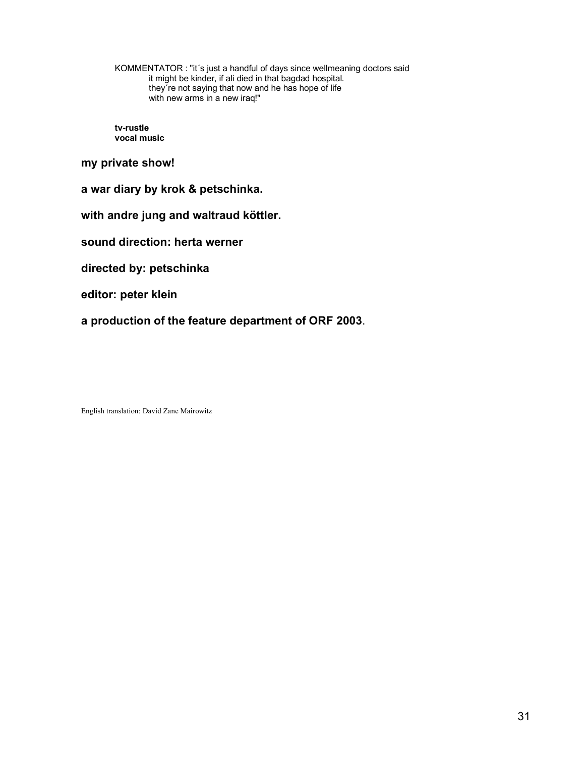KOMMENTATOR : "it´s just a handful of days since wellmeaning doctors said
it might be kinder, if ali died in that bagdad hospital.
they´re not saying that now and he has hope of life
with new arms in a new iraq!"

**tv-rustle**
**vocal music**

**my private show!**

**a war diary by krok & petschinka.**

**with andre jung and waltraud köttler.**

**sound direction: herta werner**

**directed by: petschinka**

**editor: peter klein**

**a production of the feature department of ORF 2003**.

English translation: David Zane Mairowitz